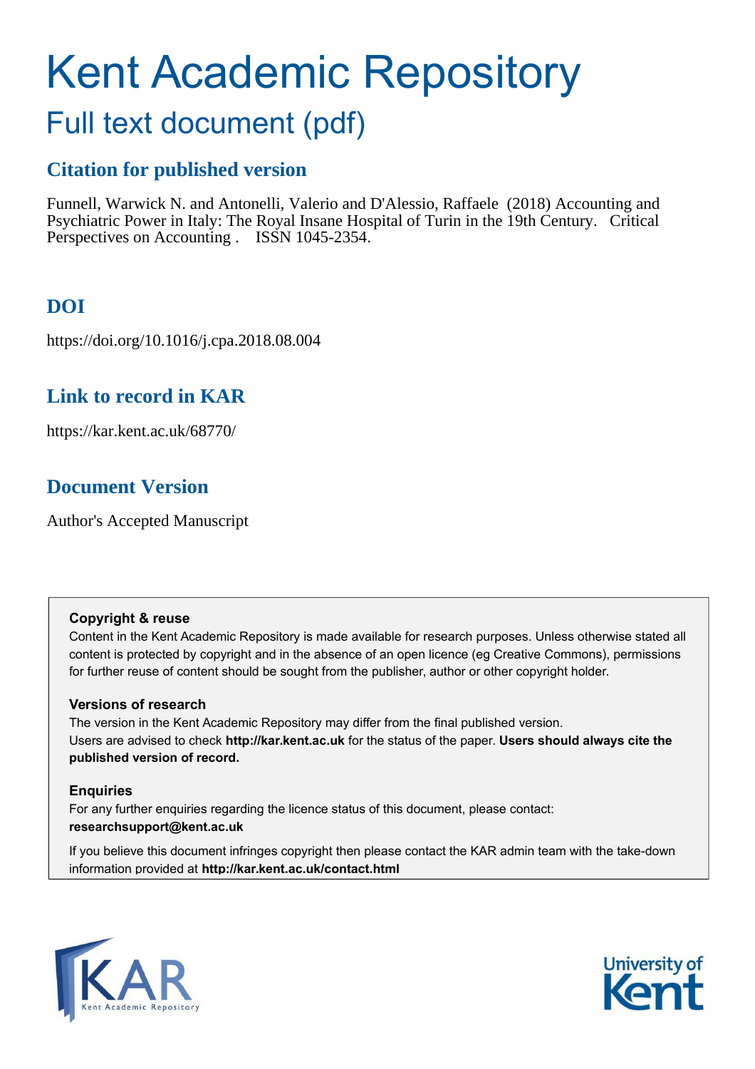# Kent Academic Repository

## Full text document (pdf)

## Citation for published version

Funnell, Warwick N. and Antonelli, Valerio and D'Alessio, Raffaele (2018) Accounting and Psychiatric Power in Italy: The Royal Insane Hospital of Turin in the 19th Century. Critical Perspectives on Accounting . ISSN 1045-2354.

## DOI

https://doi.org/10.1016/j.cpa.2018.08.004

## Link to record in KAR

https://kar.kent.ac.uk/68770/

## Document Version

Author's Accepted Manuscript

**Copyright & reuse**

Content in the Kent Academic Repository is made available for research purposes. Unless otherwise stated all content is protected by copyright and in the absence of an open licence (eg Creative Commons), permissions for further reuse of content should be sought from the publisher, author or other copyright holder.

**Versions of research**

The version in the Kent Academic Repository may differ from the final published version. Users are advised to check **http://kar.kent.ac.uk** for the status of the paper. **Users should always cite the published version of record.**

**Enquiries**

For any further enquiries regarding the licence status of this document, please contact: **researchsupport@kent.ac.uk**

If you believe this document infringes copyright then please contact the KAR admin team with the take-down information provided at **http://kar.kent.ac.uk/contact.html**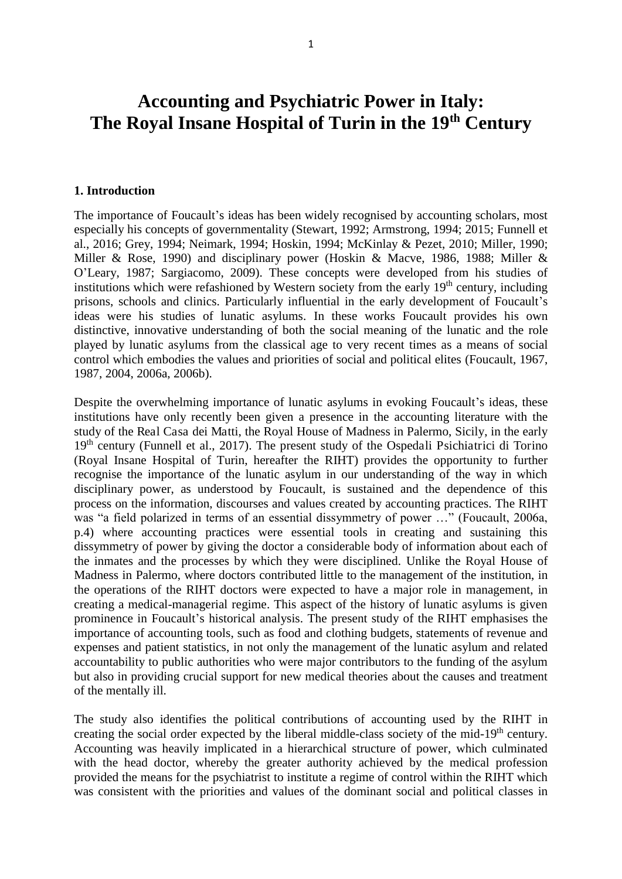# Accounting and Psychiatric Power in Italy: The Royal Insane Hospital of Turin in the 19th Century

## 1. Introduction

The importance of Foucault's ideas has been widely recognised by accounting scholars, most especially his concepts of governmentality (Stewart, 1992; Armstrong, 1994; 2015; Funnell et al., 2016; Grey, 1994; Neimark, 1994; Hoskin, 1994; McKinlay & Pezet, 2010; Miller, 1990; Miller & Rose, 1990) and disciplinary power (Hoskin & Macve, 1986, 1988; Miller & O'Leary, 1987; Sargiacomo, 2009). These concepts were developed from his studies of institutions which were refashioned by Western society from the early 19th century, including prisons, schools and clinics. Particularly influential in the early development of Foucault's ideas were his studies of lunatic asylums. In these works Foucault provides his own distinctive, innovative understanding of both the social meaning of the lunatic and the role played by lunatic asylums from the classical age to very recent times as a means of social control which embodies the values and priorities of social and political elites (Foucault, 1967, 1987, 2004, 2006a, 2006b).

Despite the overwhelming importance of lunatic asylums in evoking Foucault's ideas, these institutions have only recently been given a presence in the accounting literature with the study of the Real Casa dei Matti, the Royal House of Madness in Palermo, Sicily, in the early 19th century (Funnell et al., 2017). The present study of the Ospedali Psichiatrici di Torino (Royal Insane Hospital of Turin, hereafter the RIHT) provides the opportunity to further recognise the importance of the lunatic asylum in our understanding of the way in which disciplinary power, as understood by Foucault, is sustained and the dependence of this process on the information, discourses and values created by accounting practices. The RIHT was "a field polarized in terms of an essential dissymmetry of power …" (Foucault, 2006a, p.4) where accounting practices were essential tools in creating and sustaining this dissymmetry of power by giving the doctor a considerable body of information about each of the inmates and the processes by which they were disciplined. Unlike the Royal House of Madness in Palermo, where doctors contributed little to the management of the institution, in the operations of the RIHT doctors were expected to have a major role in management, in creating a medical-managerial regime. This aspect of the history of lunatic asylums is given prominence in Foucault's historical analysis. The present study of the RIHT emphasises the importance of accounting tools, such as food and clothing budgets, statements of revenue and expenses and patient statistics, in not only the management of the lunatic asylum and related accountability to public authorities who were major contributors to the funding of the asylum but also in providing crucial support for new medical theories about the causes and treatment of the mentally ill.

The study also identifies the political contributions of accounting used by the RIHT in creating the social order expected by the liberal middle-class society of the mid-19th century. Accounting was heavily implicated in a hierarchical structure of power, which culminated with the head doctor, whereby the greater authority achieved by the medical profession provided the means for the psychiatrist to institute a regime of control within the RIHT which was consistent with the priorities and values of the dominant social and political classes in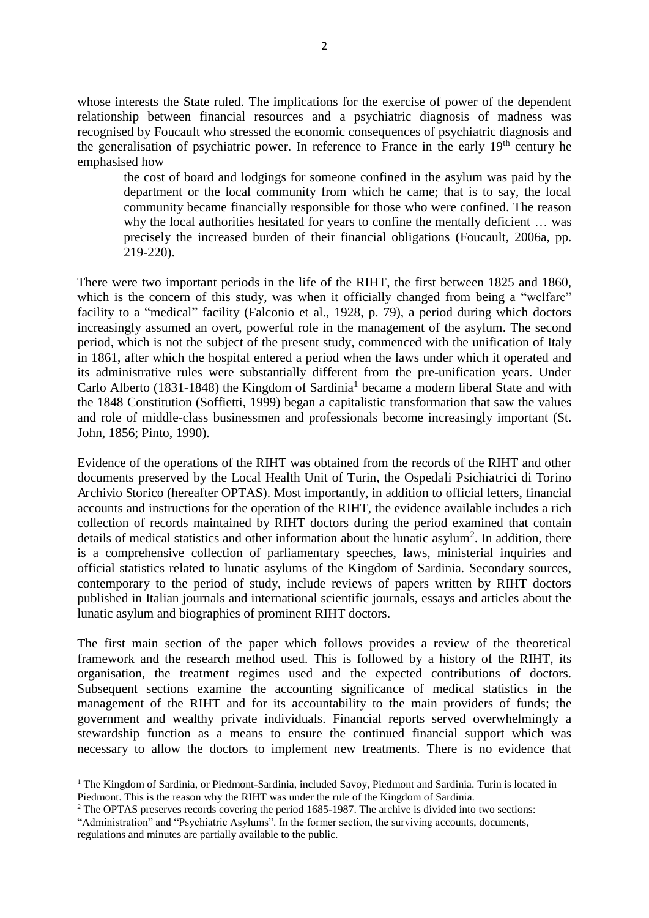whose interests the State ruled. The implications for the exercise of power of the dependent relationship between financial resources and a psychiatric diagnosis of madness was recognised by Foucault who stressed the economic consequences of psychiatric diagnosis and the generalisation of psychiatric power. In reference to France in the early 19th century he emphasised how

> the cost of board and lodgings for someone confined in the asylum was paid by the department or the local community from which he came; that is to say, the local community became financially responsible for those who were confined. The reason why the local authorities hesitated for years to confine the mentally deficient … was precisely the increased burden of their financial obligations (Foucault, 2006a, pp. 219-220).

There were two important periods in the life of the RIHT, the first between 1825 and 1860, which is the concern of this study, was when it officially changed from being a "welfare" facility to a "medical" facility (Falconio et al., 1928, p. 79), a period during which doctors increasingly assumed an overt, powerful role in the management of the asylum. The second period, which is not the subject of the present study, commenced with the unification of Italy in 1861, after which the hospital entered a period when the laws under which it operated and its administrative rules were substantially different from the pre-unification years. Under Carlo Alberto (1831-1848) the Kingdom of Sardinia[1] became a modern liberal State and with the 1848 Constitution (Soffietti, 1999) began a capitalistic transformation that saw the values and role of middle-class businessmen and professionals become increasingly important (St. John, 1856; Pinto, 1990).

Evidence of the operations of the RIHT was obtained from the records of the RIHT and other documents preserved by the Local Health Unit of Turin, the Ospedali Psichiatrici di Torino Archivio Storico (hereafter OPTAS). Most importantly, in addition to official letters, financial accounts and instructions for the operation of the RIHT, the evidence available includes a rich collection of records maintained by RIHT doctors during the period examined that contain details of medical statistics and other information about the lunatic asylum[2]. In addition, there is a comprehensive collection of parliamentary speeches, laws, ministerial inquiries and official statistics related to lunatic asylums of the Kingdom of Sardinia. Secondary sources, contemporary to the period of study, include reviews of papers written by RIHT doctors published in Italian journals and international scientific journals, essays and articles about the lunatic asylum and biographies of prominent RIHT doctors.

The first main section of the paper which follows provides a review of the theoretical framework and the research method used. This is followed by a history of the RIHT, its organisation, the treatment regimes used and the expected contributions of doctors. Subsequent sections examine the accounting significance of medical statistics in the management of the RIHT and for its accountability to the main providers of funds; the government and wealthy private individuals. Financial reports served overwhelmingly a stewardship function as a means to ensure the continued financial support which was necessary to allow the doctors to implement new treatments. There is no evidence that

---

[1] The Kingdom of Sardinia, or Piedmont-Sardinia, included Savoy, Piedmont and Sardinia. Turin is located in Piedmont. This is the reason why the RIHT was under the rule of the Kingdom of Sardinia.

[2] The OPTAS preserves records covering the period 1685-1987. The archive is divided into two sections: "Administration" and "Psychiatric Asylums". In the former section, the surviving accounts, documents, regulations and minutes are partially available to the public.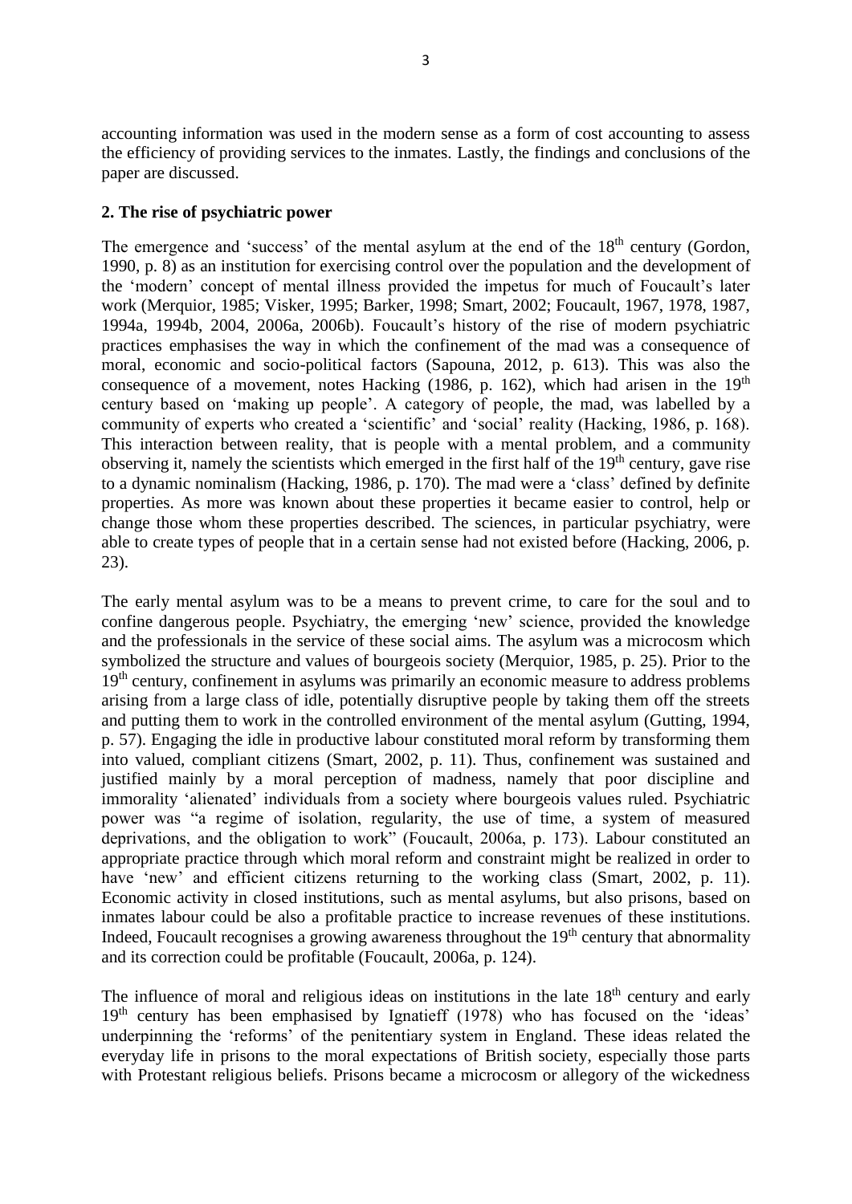accounting information was used in the modern sense as a form of cost accounting to assess the efficiency of providing services to the inmates. Lastly, the findings and conclusions of the paper are discussed.

## 2. The rise of psychiatric power

The emergence and 'success' of the mental asylum at the end of the 18th century (Gordon, 1990, p. 8) as an institution for exercising control over the population and the development of the 'modern' concept of mental illness provided the impetus for much of Foucault's later work (Merquior, 1985; Visker, 1995; Barker, 1998; Smart, 2002; Foucault, 1967, 1978, 1987, 1994a, 1994b, 2004, 2006a, 2006b). Foucault's history of the rise of modern psychiatric practices emphasises the way in which the confinement of the mad was a consequence of moral, economic and socio-political factors (Sapouna, 2012, p. 613). This was also the consequence of a movement, notes Hacking (1986, p. 162), which had arisen in the 19th century based on 'making up people'. A category of people, the mad, was labelled by a community of experts who created a 'scientific' and 'social' reality (Hacking, 1986, p. 168). This interaction between reality, that is people with a mental problem, and a community observing it, namely the scientists which emerged in the first half of the 19th century, gave rise to a dynamic nominalism (Hacking, 1986, p. 170). The mad were a 'class' defined by definite properties. As more was known about these properties it became easier to control, help or change those whom these properties described. The sciences, in particular psychiatry, were able to create types of people that in a certain sense had not existed before (Hacking, 2006, p. 23).

The early mental asylum was to be a means to prevent crime, to care for the soul and to confine dangerous people. Psychiatry, the emerging 'new' science, provided the knowledge and the professionals in the service of these social aims. The asylum was a microcosm which symbolized the structure and values of bourgeois society (Merquior, 1985, p. 25). Prior to the 19th century, confinement in asylums was primarily an economic measure to address problems arising from a large class of idle, potentially disruptive people by taking them off the streets and putting them to work in the controlled environment of the mental asylum (Gutting, 1994, p. 57). Engaging the idle in productive labour constituted moral reform by transforming them into valued, compliant citizens (Smart, 2002, p. 11). Thus, confinement was sustained and justified mainly by a moral perception of madness, namely that poor discipline and immorality 'alienated' individuals from a society where bourgeois values ruled. Psychiatric power was "a regime of isolation, regularity, the use of time, a system of measured deprivations, and the obligation to work" (Foucault, 2006a, p. 173). Labour constituted an appropriate practice through which moral reform and constraint might be realized in order to have 'new' and efficient citizens returning to the working class (Smart, 2002, p. 11). Economic activity in closed institutions, such as mental asylums, but also prisons, based on inmates labour could be also a profitable practice to increase revenues of these institutions. Indeed, Foucault recognises a growing awareness throughout the 19th century that abnormality and its correction could be profitable (Foucault, 2006a, p. 124).

The influence of moral and religious ideas on institutions in the late 18th century and early 19th century has been emphasised by Ignatieff (1978) who has focused on the 'ideas' underpinning the 'reforms' of the penitentiary system in England. These ideas related the everyday life in prisons to the moral expectations of British society, especially those parts with Protestant religious beliefs. Prisons became a microcosm or allegory of the wickedness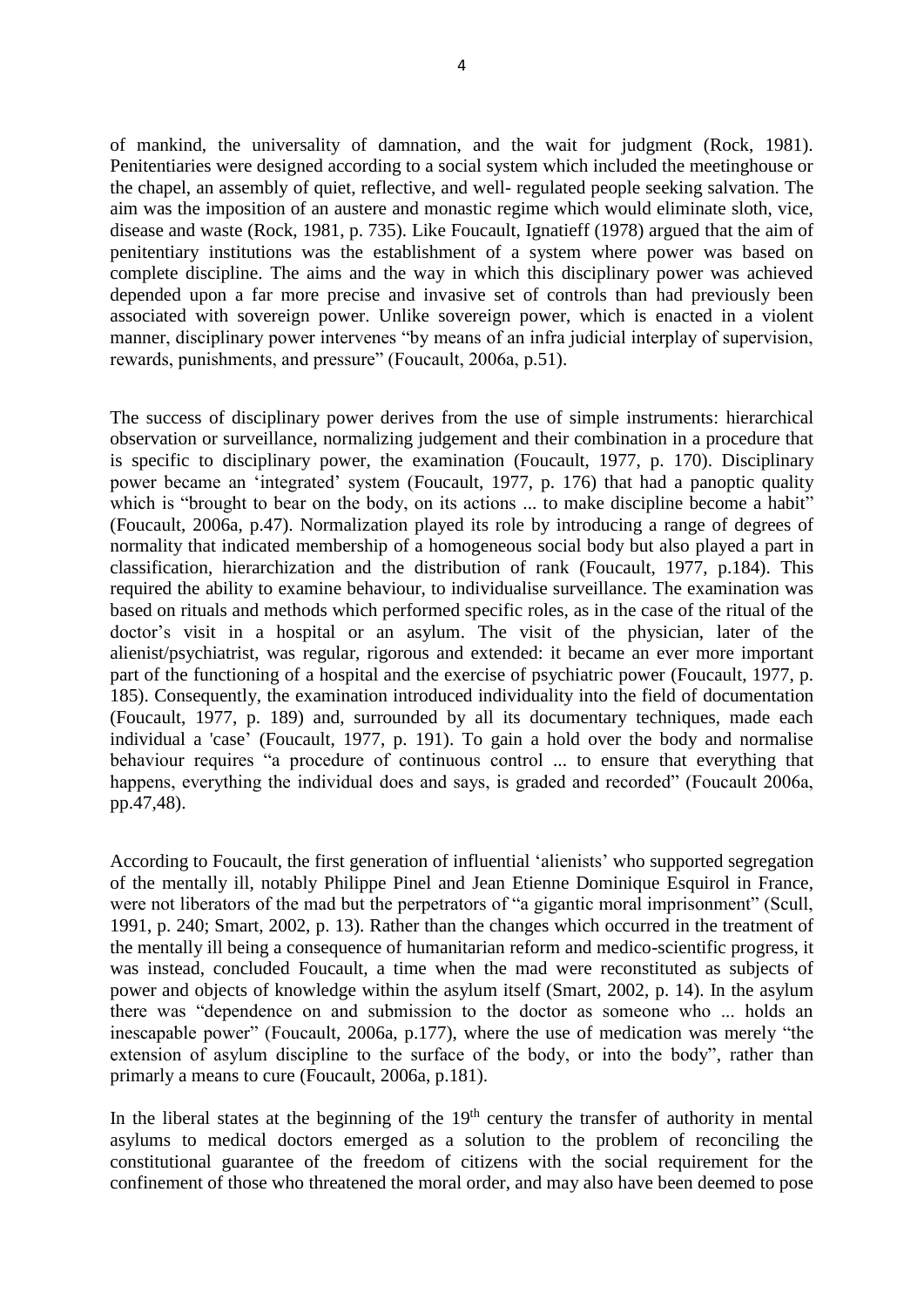of mankind, the universality of damnation, and the wait for judgment (Rock, 1981). Penitentiaries were designed according to a social system which included the meetinghouse or the chapel, an assembly of quiet, reflective, and well- regulated people seeking salvation. The aim was the imposition of an austere and monastic regime which would eliminate sloth, vice, disease and waste (Rock, 1981, p. 735). Like Foucault, Ignatieff (1978) argued that the aim of penitentiary institutions was the establishment of a system where power was based on complete discipline. The aims and the way in which this disciplinary power was achieved depended upon a far more precise and invasive set of controls than had previously been associated with sovereign power. Unlike sovereign power, which is enacted in a violent manner, disciplinary power intervenes "by means of an infra judicial interplay of supervision, rewards, punishments, and pressure" (Foucault, 2006a, p.51).

The success of disciplinary power derives from the use of simple instruments: hierarchical observation or surveillance, normalizing judgement and their combination in a procedure that is specific to disciplinary power, the examination (Foucault, 1977, p. 170). Disciplinary power became an 'integrated' system (Foucault, 1977, p. 176) that had a panoptic quality which is "brought to bear on the body, on its actions ... to make discipline become a habit" (Foucault, 2006a, p.47). Normalization played its role by introducing a range of degrees of normality that indicated membership of a homogeneous social body but also played a part in classification, hierarchization and the distribution of rank (Foucault, 1977, p.184). This required the ability to examine behaviour, to individualise surveillance. The examination was based on rituals and methods which performed specific roles, as in the case of the ritual of the doctor's visit in a hospital or an asylum. The visit of the physician, later of the alienist/psychiatrist, was regular, rigorous and extended: it became an ever more important part of the functioning of a hospital and the exercise of psychiatric power (Foucault, 1977, p. 185). Consequently, the examination introduced individuality into the field of documentation (Foucault, 1977, p. 189) and, surrounded by all its documentary techniques, made each individual a 'case' (Foucault, 1977, p. 191). To gain a hold over the body and normalise behaviour requires "a procedure of continuous control ... to ensure that everything that happens, everything the individual does and says, is graded and recorded" (Foucault 2006a, pp.47,48).

According to Foucault, the first generation of influential 'alienists' who supported segregation of the mentally ill, notably Philippe Pinel and Jean Etienne Dominique Esquirol in France, were not liberators of the mad but the perpetrators of "a gigantic moral imprisonment" (Scull, 1991, p. 240; Smart, 2002, p. 13). Rather than the changes which occurred in the treatment of the mentally ill being a consequence of humanitarian reform and medico-scientific progress, it was instead, concluded Foucault, a time when the mad were reconstituted as subjects of power and objects of knowledge within the asylum itself (Smart, 2002, p. 14). In the asylum there was "dependence on and submission to the doctor as someone who ... holds an inescapable power" (Foucault, 2006a, p.177), where the use of medication was merely "the extension of asylum discipline to the surface of the body, or into the body", rather than primarily a means to cure (Foucault, 2006a, p.181).

In the liberal states at the beginning of the 19th century the transfer of authority in mental asylums to medical doctors emerged as a solution to the problem of reconciling the constitutional guarantee of the freedom of citizens with the social requirement for the confinement of those who threatened the moral order, and may also have been deemed to pose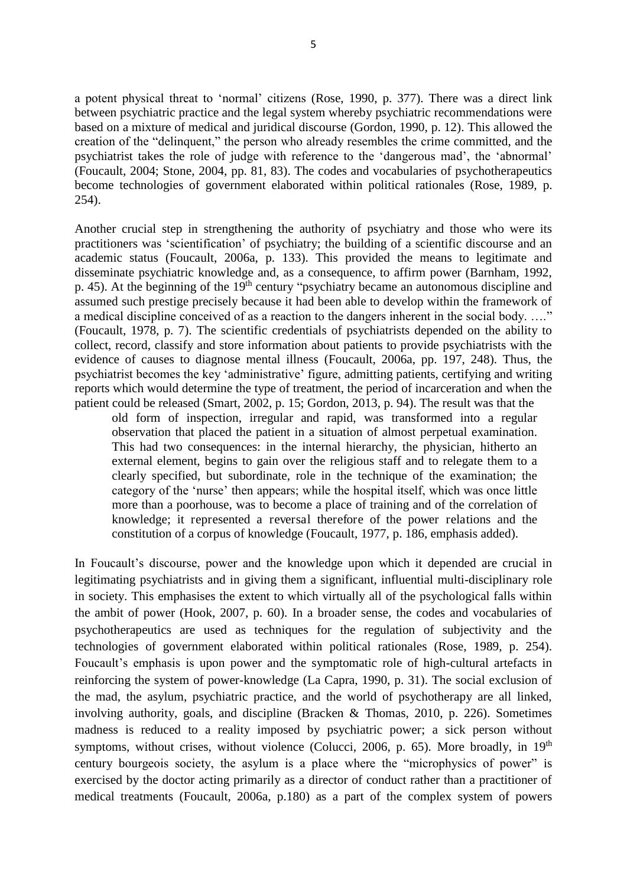a potent physical threat to 'normal' citizens (Rose, 1990, p. 377). There was a direct link between psychiatric practice and the legal system whereby psychiatric recommendations were based on a mixture of medical and juridical discourse (Gordon, 1990, p. 12). This allowed the creation of the "delinquent," the person who already resembles the crime committed, and the psychiatrist takes the role of judge with reference to the 'dangerous mad', the 'abnormal' (Foucault, 2004; Stone, 2004, pp. 81, 83). The codes and vocabularies of psychotherapeutics become technologies of government elaborated within political rationales (Rose, 1989, p. 254).

Another crucial step in strengthening the authority of psychiatry and those who were its practitioners was 'scientification' of psychiatry; the building of a scientific discourse and an academic status (Foucault, 2006a, p. 133). This provided the means to legitimate and disseminate psychiatric knowledge and, as a consequence, to affirm power (Barnham, 1992, p. 45). At the beginning of the 19th century "psychiatry became an autonomous discipline and assumed such prestige precisely because it had been able to develop within the framework of a medical discipline conceived of as a reaction to the dangers inherent in the social body. …." (Foucault, 1978, p. 7). The scientific credentials of psychiatrists depended on the ability to collect, record, classify and store information about patients to provide psychiatrists with the evidence of causes to diagnose mental illness (Foucault, 2006a, pp. 197, 248). Thus, the psychiatrist becomes the key 'administrative' figure, admitting patients, certifying and writing reports which would determine the type of treatment, the period of incarceration and when the patient could be released (Smart, 2002, p. 15; Gordon, 2013, p. 94). The result was that the

> old form of inspection, irregular and rapid, was transformed into a regular observation that placed the patient in a situation of almost perpetual examination. This had two consequences: in the internal hierarchy, the physician, hitherto an external element, begins to gain over the religious staff and to relegate them to a clearly specified, but subordinate, role in the technique of the examination; the category of the 'nurse' then appears; while the hospital itself, which was once little more than a poorhouse, was to become a place of training and of the correlation of knowledge; it represented a reversal therefore of the power relations and the constitution of a corpus of knowledge (Foucault, 1977, p. 186, emphasis added).

In Foucault's discourse, power and the knowledge upon which it depended are crucial in legitimating psychiatrists and in giving them a significant, influential multi-disciplinary role in society. This emphasises the extent to which virtually all of the psychological falls within the ambit of power (Hook, 2007, p. 60). In a broader sense, the codes and vocabularies of psychotherapeutics are used as techniques for the regulation of subjectivity and the technologies of government elaborated within political rationales (Rose, 1989, p. 254). Foucault's emphasis is upon power and the symptomatic role of high-cultural artefacts in reinforcing the system of power-knowledge (La Capra, 1990, p. 31). The social exclusion of the mad, the asylum, psychiatric practice, and the world of psychotherapy are all linked, involving authority, goals, and discipline (Bracken & Thomas, 2010, p. 226). Sometimes madness is reduced to a reality imposed by psychiatric power; a sick person without symptoms, without crises, without violence (Colucci, 2006, p. 65). More broadly, in 19th century bourgeois society, the asylum is a place where the "microphysics of power" is exercised by the doctor acting primarily as a director of conduct rather than a practitioner of medical treatments (Foucault, 2006a, p.180) as a part of the complex system of powers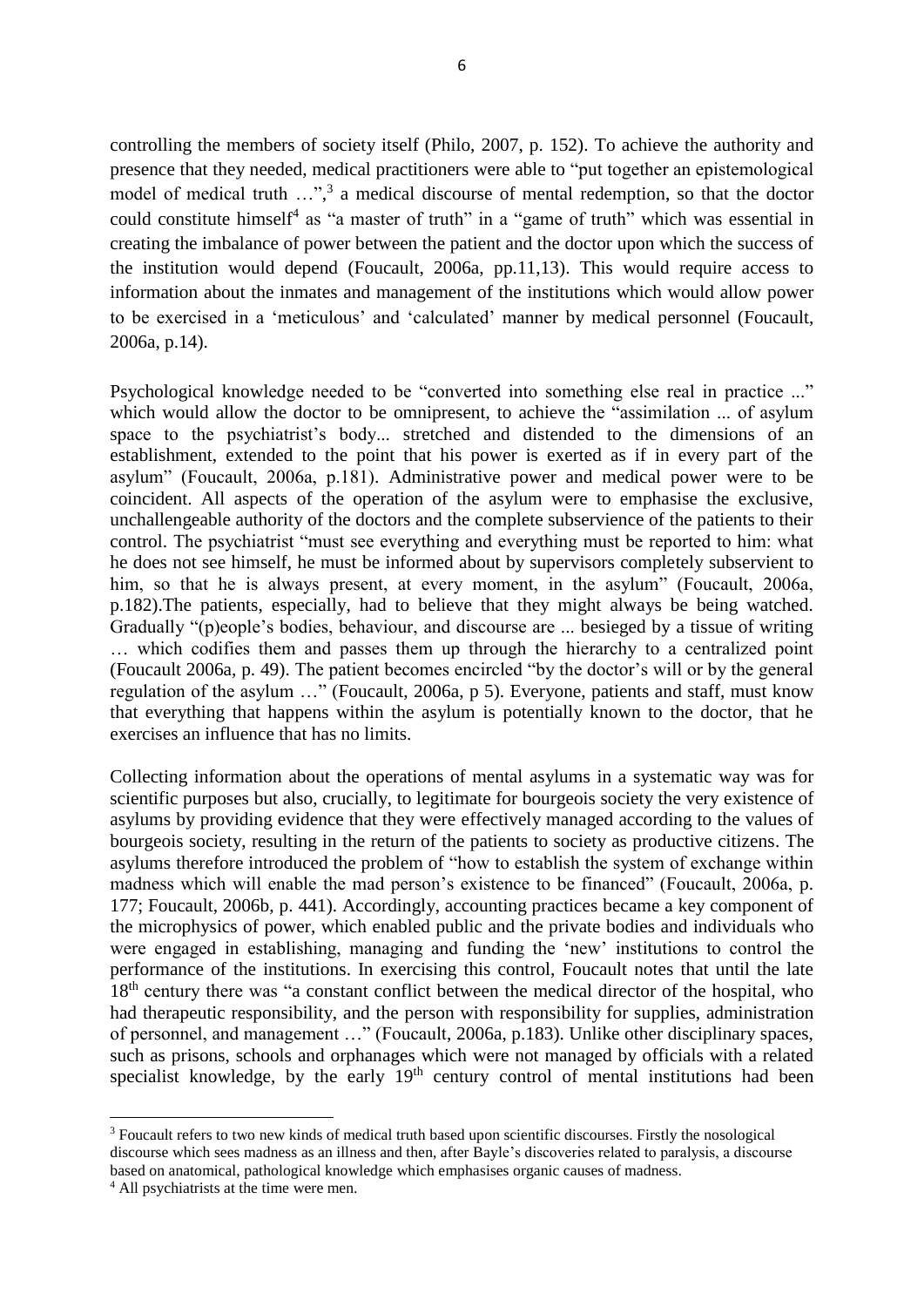controlling the members of society itself (Philo, 2007, p. 152). To achieve the authority and presence that they needed, medical practitioners were able to "put together an epistemological model of medical truth …",[3] a medical discourse of mental redemption, so that the doctor could constitute himself[4] as "a master of truth" in a "game of truth" which was essential in creating the imbalance of power between the patient and the doctor upon which the success of the institution would depend (Foucault, 2006a, pp.11,13). This would require access to information about the inmates and management of the institutions which would allow power to be exercised in a 'meticulous' and 'calculated' manner by medical personnel (Foucault, 2006a, p.14).

Psychological knowledge needed to be "converted into something else real in practice ..." which would allow the doctor to be omnipresent, to achieve the "assimilation ... of asylum space to the psychiatrist's body... stretched and distended to the dimensions of an establishment, extended to the point that his power is exerted as if in every part of the asylum" (Foucault, 2006a, p.181). Administrative power and medical power were to be coincident. All aspects of the operation of the asylum were to emphasise the exclusive, unchallengeable authority of the doctors and the complete subservience of the patients to their control. The psychiatrist "must see everything and everything must be reported to him: what he does not see himself, he must be informed about by supervisors completely subservient to him, so that he is always present, at every moment, in the asylum" (Foucault, 2006a, p.182).The patients, especially, had to believe that they might always be being watched. Gradually "(p)eople's bodies, behaviour, and discourse are ... besieged by a tissue of writing … which codifies them and passes them up through the hierarchy to a centralized point (Foucault 2006a, p. 49). The patient becomes encircled "by the doctor's will or by the general regulation of the asylum …" (Foucault, 2006a, p 5). Everyone, patients and staff, must know that everything that happens within the asylum is potentially known to the doctor, that he exercises an influence that has no limits.

Collecting information about the operations of mental asylums in a systematic way was for scientific purposes but also, crucially, to legitimate for bourgeois society the very existence of asylums by providing evidence that they were effectively managed according to the values of bourgeois society, resulting in the return of the patients to society as productive citizens. The asylums therefore introduced the problem of "how to establish the system of exchange within madness which will enable the mad person's existence to be financed" (Foucault, 2006a, p. 177; Foucault, 2006b, p. 441). Accordingly, accounting practices became a key component of the microphysics of power, which enabled public and the private bodies and individuals who were engaged in establishing, managing and funding the 'new' institutions to control the performance of the institutions. In exercising this control, Foucault notes that until the late 18th century there was "a constant conflict between the medical director of the hospital, who had therapeutic responsibility, and the person with responsibility for supplies, administration of personnel, and management …" (Foucault, 2006a, p.183). Unlike other disciplinary spaces, such as prisons, schools and orphanages which were not managed by officials with a related specialist knowledge, by the early 19th century control of mental institutions had been

[3] Foucault refers to two new kinds of medical truth based upon scientific discourses. Firstly the nosological discourse which sees madness as an illness and then, after Bayle's discoveries related to paralysis, a discourse based on anatomical, pathological knowledge which emphasises organic causes of madness.

[4] All psychiatrists at the time were men.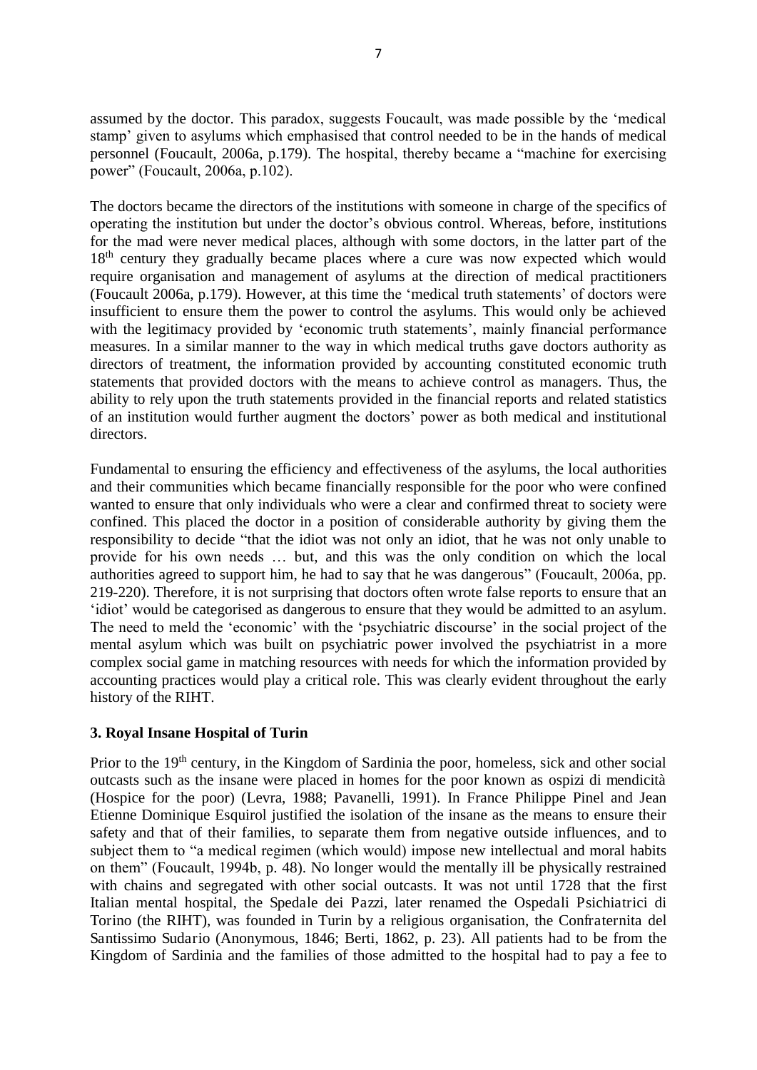assumed by the doctor. This paradox, suggests Foucault, was made possible by the 'medical stamp' given to asylums which emphasised that control needed to be in the hands of medical personnel (Foucault, 2006a, p.179). The hospital, thereby became a "machine for exercising power" (Foucault, 2006a, p.102).

The doctors became the directors of the institutions with someone in charge of the specifics of operating the institution but under the doctor's obvious control. Whereas, before, institutions for the mad were never medical places, although with some doctors, in the latter part of the 18th century they gradually became places where a cure was now expected which would require organisation and management of asylums at the direction of medical practitioners (Foucault 2006a, p.179). However, at this time the 'medical truth statements' of doctors were insufficient to ensure them the power to control the asylums. This would only be achieved with the legitimacy provided by 'economic truth statements', mainly financial performance measures. In a similar manner to the way in which medical truths gave doctors authority as directors of treatment, the information provided by accounting constituted economic truth statements that provided doctors with the means to achieve control as managers. Thus, the ability to rely upon the truth statements provided in the financial reports and related statistics of an institution would further augment the doctors' power as both medical and institutional directors.

Fundamental to ensuring the efficiency and effectiveness of the asylums, the local authorities and their communities which became financially responsible for the poor who were confined wanted to ensure that only individuals who were a clear and confirmed threat to society were confined. This placed the doctor in a position of considerable authority by giving them the responsibility to decide "that the idiot was not only an idiot, that he was not only unable to provide for his own needs … but, and this was the only condition on which the local authorities agreed to support him, he had to say that he was dangerous" (Foucault, 2006a, pp. 219-220). Therefore, it is not surprising that doctors often wrote false reports to ensure that an 'idiot' would be categorised as dangerous to ensure that they would be admitted to an asylum. The need to meld the 'economic' with the 'psychiatric discourse' in the social project of the mental asylum which was built on psychiatric power involved the psychiatrist in a more complex social game in matching resources with needs for which the information provided by accounting practices would play a critical role. This was clearly evident throughout the early history of the RIHT.

## 3. Royal Insane Hospital of Turin

Prior to the 19th century, in the Kingdom of Sardinia the poor, homeless, sick and other social outcasts such as the insane were placed in homes for the poor known as ospizi di mendicità (Hospice for the poor) (Levra, 1988; Pavanelli, 1991). In France Philippe Pinel and Jean Etienne Dominique Esquirol justified the isolation of the insane as the means to ensure their safety and that of their families, to separate them from negative outside influences, and to subject them to "a medical regimen (which would) impose new intellectual and moral habits on them" (Foucault, 1994b, p. 48). No longer would the mentally ill be physically restrained with chains and segregated with other social outcasts. It was not until 1728 that the first Italian mental hospital, the Spedale dei Pazzi, later renamed the Ospedali Psichiatrici di Torino (the RIHT), was founded in Turin by a religious organisation, the Confraternita del Santissimo Sudario (Anonymous, 1846; Berti, 1862, p. 23). All patients had to be from the Kingdom of Sardinia and the families of those admitted to the hospital had to pay a fee to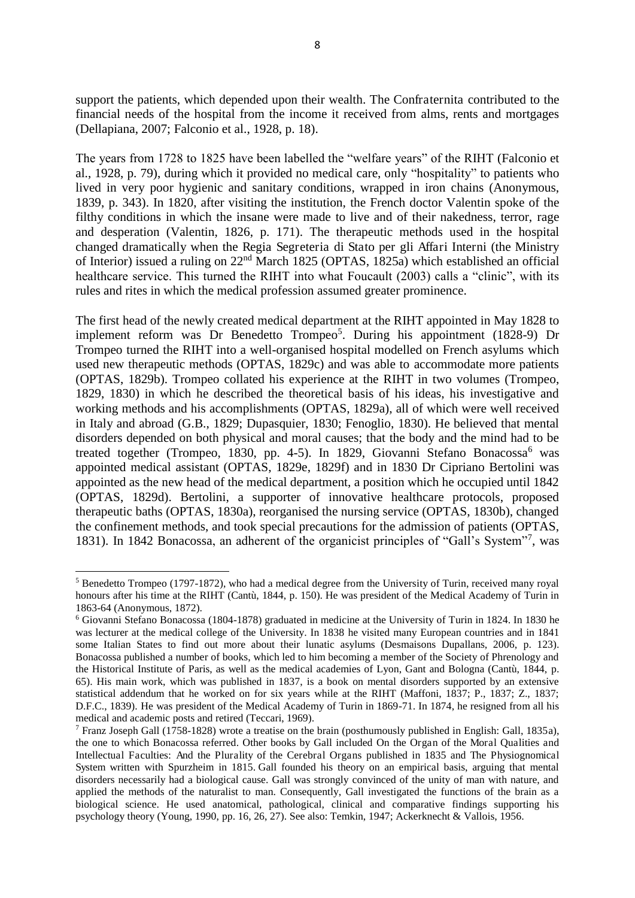support the patients, which depended upon their wealth. The Confraternita contributed to the financial needs of the hospital from the income it received from alms, rents and mortgages (Dellapiana, 2007; Falconio et al., 1928, p. 18).

The years from 1728 to 1825 have been labelled the "welfare years" of the RIHT (Falconio et al., 1928, p. 79), during which it provided no medical care, only "hospitality" to patients who lived in very poor hygienic and sanitary conditions, wrapped in iron chains (Anonymous, 1839, p. 343). In 1820, after visiting the institution, the French doctor Valentin spoke of the filthy conditions in which the insane were made to live and of their nakedness, terror, rage and desperation (Valentin, 1826, p. 171). The therapeutic methods used in the hospital changed dramatically when the Regia Segreteria di Stato per gli Affari Interni (the Ministry of Interior) issued a ruling on 22nd March 1825 (OPTAS, 1825a) which established an official healthcare service. This turned the RIHT into what Foucault (2003) calls a "clinic", with its rules and rites in which the medical profession assumed greater prominence.

The first head of the newly created medical department at the RIHT appointed in May 1828 to implement reform was Dr Benedetto Trompeo[5]. During his appointment (1828-9) Dr Trompeo turned the RIHT into a well-organised hospital modelled on French asylums which used new therapeutic methods (OPTAS, 1829c) and was able to accommodate more patients (OPTAS, 1829b). Trompeo collated his experience at the RIHT in two volumes (Trompeo, 1829, 1830) in which he described the theoretical basis of his ideas, his investigative and working methods and his accomplishments (OPTAS, 1829a), all of which were well received in Italy and abroad (G.B., 1829; Dupasquier, 1830; Fenoglio, 1830). He believed that mental disorders depended on both physical and moral causes; that the body and the mind had to be treated together (Trompeo, 1830, pp. 4-5). In 1829, Giovanni Stefano Bonacossa[6] was appointed medical assistant (OPTAS, 1829e, 1829f) and in 1830 Dr Cipriano Bertolini was appointed as the new head of the medical department, a position which he occupied until 1842 (OPTAS, 1829d). Bertolini, a supporter of innovative healthcare protocols, proposed therapeutic baths (OPTAS, 1830a), reorganised the nursing service (OPTAS, 1830b), changed the confinement methods, and took special precautions for the admission of patients (OPTAS, 1831). In 1842 Bonacossa, an adherent of the organicist principles of "Gall's System"[7], was

---

[5] Benedetto Trompeo (1797-1872), who had a medical degree from the University of Turin, received many royal honours after his time at the RIHT (Cantù, 1844, p. 150). He was president of the Medical Academy of Turin in 1863-64 (Anonymous, 1872).

[6] Giovanni Stefano Bonacossa (1804-1878) graduated in medicine at the University of Turin in 1824. In 1830 he was lecturer at the medical college of the University. In 1838 he visited many European countries and in 1841 some Italian States to find out more about their lunatic asylums (Desmaisons Dupallans, 2006, p. 123). Bonacossa published a number of books, which led to him becoming a member of the Society of Phrenology and the Historical Institute of Paris, as well as the medical academies of Lyon, Gant and Bologna (Cantù, 1844, p. 65). His main work, which was published in 1837, is a book on mental disorders supported by an extensive statistical addendum that he worked on for six years while at the RIHT (Maffoni, 1837; P., 1837; Z., 1837; D.F.C., 1839). He was president of the Medical Academy of Turin in 1869-71. In 1874, he resigned from all his medical and academic posts and retired (Teccari, 1969).

[7] Franz Joseph Gall (1758-1828) wrote a treatise on the brain (posthumously published in English: Gall, 1835a), the one to which Bonacossa referred. Other books by Gall included On the Organ of the Moral Qualities and Intellectual Faculties: And the Plurality of the Cerebral Organs published in 1835 and The Physiognomical System written with Spurzheim in 1815. Gall founded his theory on an empirical basis, arguing that mental disorders necessarily had a biological cause. Gall was strongly convinced of the unity of man with nature, and applied the methods of the naturalist to man. Consequently, Gall investigated the functions of the brain as a biological science. He used anatomical, pathological, clinical and comparative findings supporting his psychology theory (Young, 1990, pp. 16, 26, 27). See also: Temkin, 1947; Ackerknecht & Vallois, 1956.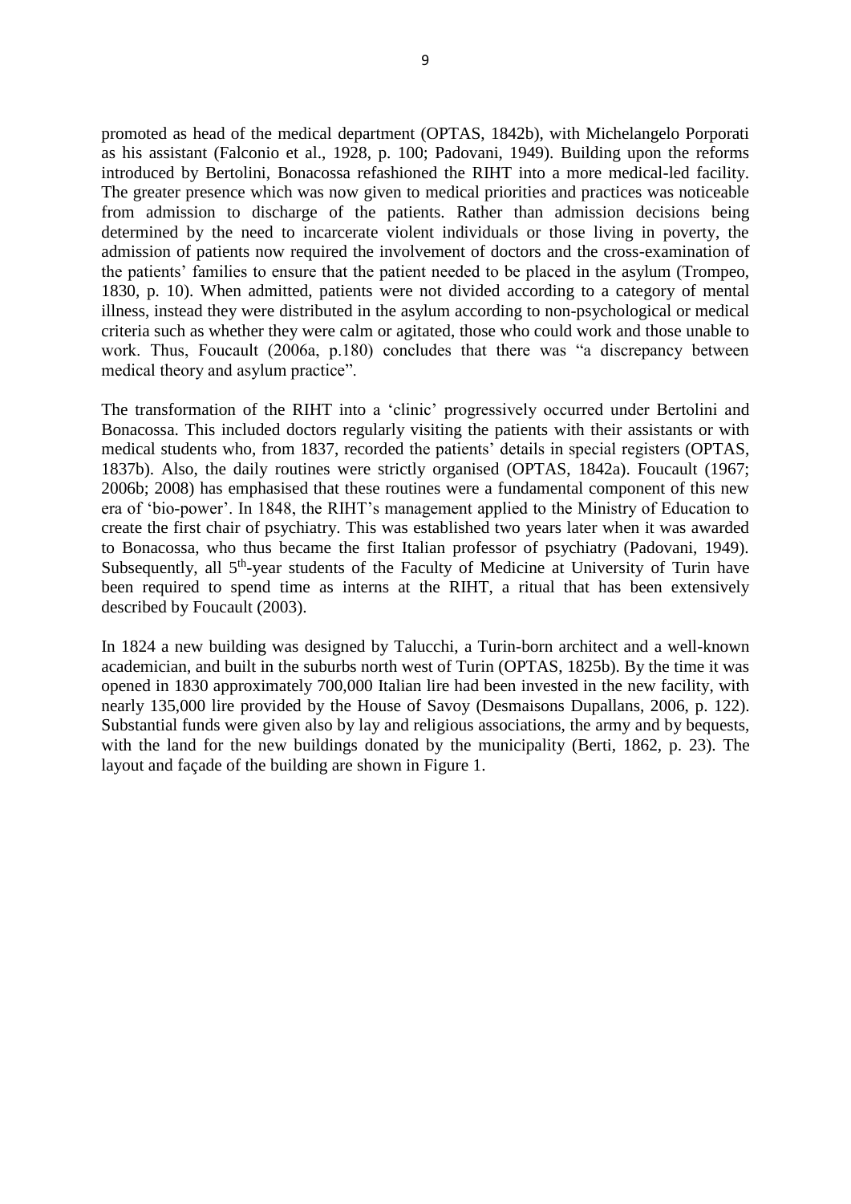promoted as head of the medical department (OPTAS, 1842b), with Michelangelo Porporati as his assistant (Falconio et al., 1928, p. 100; Padovani, 1949). Building upon the reforms introduced by Bertolini, Bonacossa refashioned the RIHT into a more medical-led facility. The greater presence which was now given to medical priorities and practices was noticeable from admission to discharge of the patients. Rather than admission decisions being determined by the need to incarcerate violent individuals or those living in poverty, the admission of patients now required the involvement of doctors and the cross-examination of the patients' families to ensure that the patient needed to be placed in the asylum (Trompeo, 1830, p. 10). When admitted, patients were not divided according to a category of mental illness, instead they were distributed in the asylum according to non-psychological or medical criteria such as whether they were calm or agitated, those who could work and those unable to work. Thus, Foucault (2006a, p.180) concludes that there was "a discrepancy between medical theory and asylum practice".

The transformation of the RIHT into a 'clinic' progressively occurred under Bertolini and Bonacossa. This included doctors regularly visiting the patients with their assistants or with medical students who, from 1837, recorded the patients' details in special registers (OPTAS, 1837b). Also, the daily routines were strictly organised (OPTAS, 1842a). Foucault (1967; 2006b; 2008) has emphasised that these routines were a fundamental component of this new era of 'bio-power'. In 1848, the RIHT's management applied to the Ministry of Education to create the first chair of psychiatry. This was established two years later when it was awarded to Bonacossa, who thus became the first Italian professor of psychiatry (Padovani, 1949). Subsequently, all 5th-year students of the Faculty of Medicine at University of Turin have been required to spend time as interns at the RIHT, a ritual that has been extensively described by Foucault (2003).

In 1824 a new building was designed by Talucchi, a Turin-born architect and a well-known academician, and built in the suburbs north west of Turin (OPTAS, 1825b). By the time it was opened in 1830 approximately 700,000 Italian lire had been invested in the new facility, with nearly 135,000 lire provided by the House of Savoy (Desmaisons Dupallans, 2006, p. 122). Substantial funds were given also by lay and religious associations, the army and by bequests, with the land for the new buildings donated by the municipality (Berti, 1862, p. 23). The layout and façade of the building are shown in Figure 1.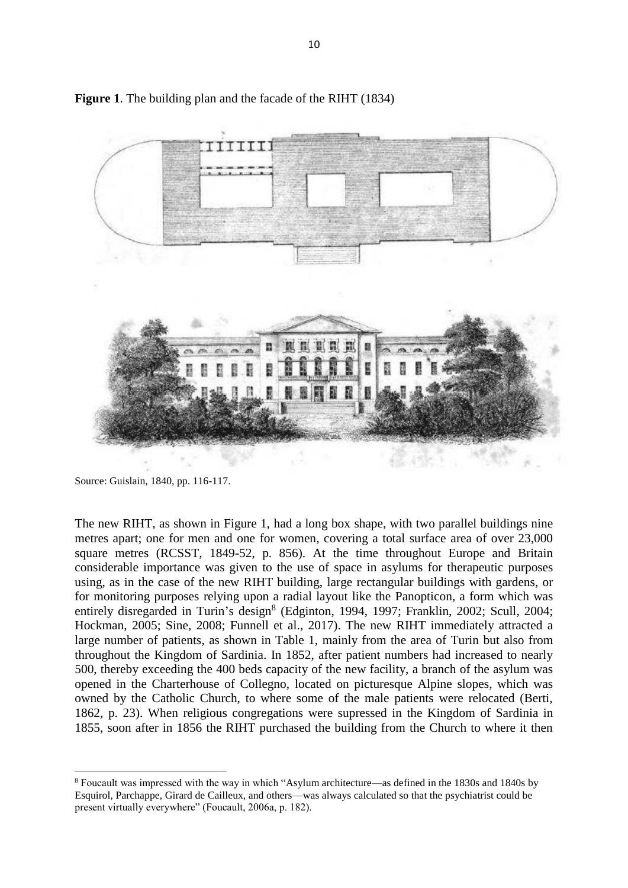**Figure 1**. The building plan and the facade of the RIHT (1834)

Source: Guislain, 1840, pp. 116-117.

The new RIHT, as shown in Figure 1, had a long box shape, with two parallel buildings nine metres apart; one for men and one for women, covering a total surface area of over 23,000 square metres (RCSST, 1849-52, p. 856). At the time throughout Europe and Britain considerable importance was given to the use of space in asylums for therapeutic purposes using, as in the case of the new RIHT building, large rectangular buildings with gardens, or for monitoring purposes relying upon a radial layout like the Panopticon, a form which was entirely disregarded in Turin's design[8] (Edginton, 1994, 1997; Franklin, 2002; Scull, 2004; Hockman, 2005; Sine, 2008; Funnell et al., 2017). The new RIHT immediately attracted a large number of patients, as shown in Table 1, mainly from the area of Turin but also from throughout the Kingdom of Sardinia. In 1852, after patient numbers had increased to nearly 500, thereby exceeding the 400 beds capacity of the new facility, a branch of the asylum was opened in the Charterhouse of Collegno, located on picturesque Alpine slopes, which was owned by the Catholic Church, to where some of the male patients were relocated (Berti, 1862, p. 23). When religious congregations were supressed in the Kingdom of Sardinia in 1855, soon after in 1856 the RIHT purchased the building from the Church to where it then

[8] Foucault was impressed with the way in which "Asylum architecture—as defined in the 1830s and 1840s by Esquirol, Parchappe, Girard de Cailleux, and others—was always calculated so that the psychiatrist could be present virtually everywhere" (Foucault, 2006a, p. 182).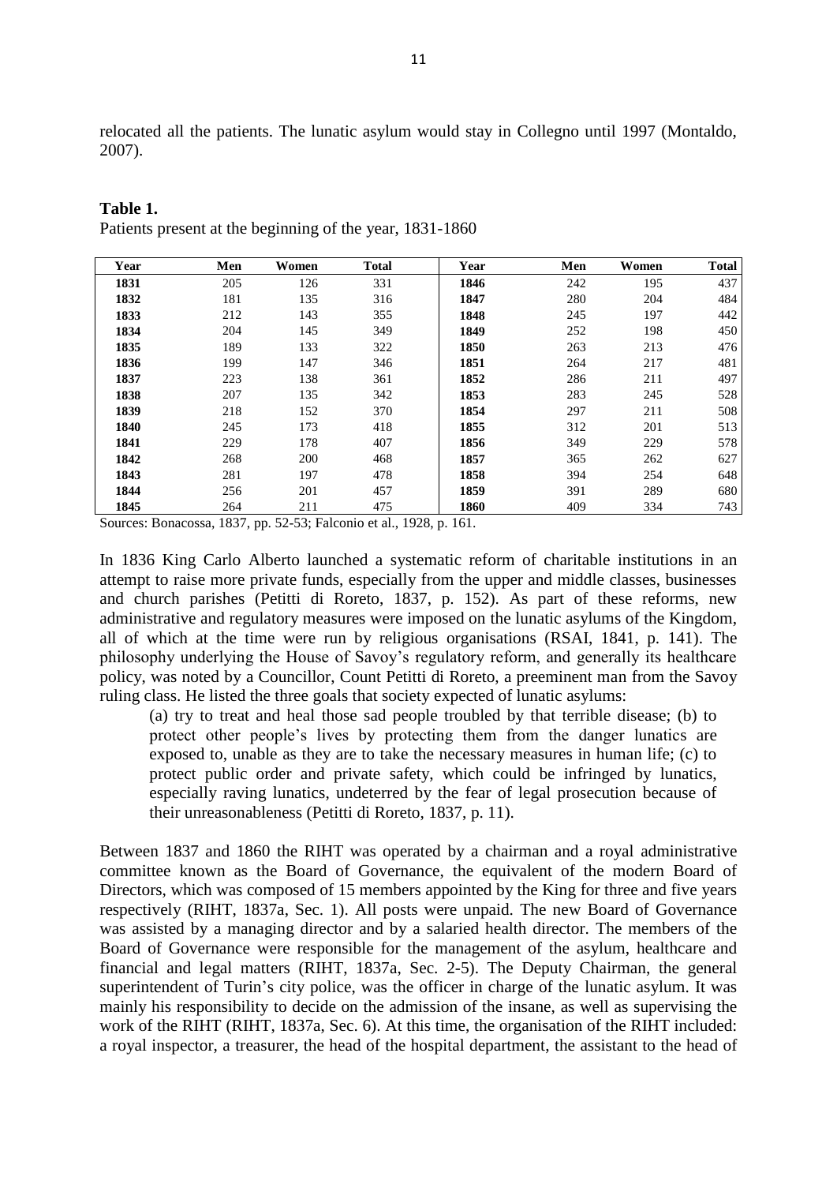relocated all the patients. The lunatic asylum would stay in Collegno until 1997 (Montaldo, 2007).

**Table 1.**

Patients present at the beginning of the year, 1831-1860

| Year | Men | Women | Total | Year | Men | Women | Total |
|---|---|---|---|---|---|---|---|
| **1831** | 205 | 126 | 331 | **1846** | 242 | 195 | 437 |
| **1832** | 181 | 135 | 316 | **1847** | 280 | 204 | 484 |
| **1833** | 212 | 143 | 355 | **1848** | 245 | 197 | 442 |
| **1834** | 204 | 145 | 349 | **1849** | 252 | 198 | 450 |
| **1835** | 189 | 133 | 322 | **1850** | 263 | 213 | 476 |
| **1836** | 199 | 147 | 346 | **1851** | 264 | 217 | 481 |
| **1837** | 223 | 138 | 361 | **1852** | 286 | 211 | 497 |
| **1838** | 207 | 135 | 342 | **1853** | 283 | 245 | 528 |
| **1839** | 218 | 152 | 370 | **1854** | 297 | 211 | 508 |
| **1840** | 245 | 173 | 418 | **1855** | 312 | 201 | 513 |
| **1841** | 229 | 178 | 407 | **1856** | 349 | 229 | 578 |
| **1842** | 268 | 200 | 468 | **1857** | 365 | 262 | 627 |
| **1843** | 281 | 197 | 478 | **1858** | 394 | 254 | 648 |
| **1844** | 256 | 201 | 457 | **1859** | 391 | 289 | 680 |
| **1845** | 264 | 211 | 475 | **1860** | 409 | 334 | 743 |

Sources: Bonacossa, 1837, pp. 52-53; Falconio et al., 1928, p. 161.

In 1836 King Carlo Alberto launched a systematic reform of charitable institutions in an attempt to raise more private funds, especially from the upper and middle classes, businesses and church parishes (Petitti di Roreto, 1837, p. 152). As part of these reforms, new administrative and regulatory measures were imposed on the lunatic asylums of the Kingdom, all of which at the time were run by religious organisations (RSAI, 1841, p. 141). The philosophy underlying the House of Savoy's regulatory reform, and generally its healthcare policy, was noted by a Councillor, Count Petitti di Roreto, a preeminent man from the Savoy ruling class. He listed the three goals that society expected of lunatic asylums:

> (a) try to treat and heal those sad people troubled by that terrible disease; (b) to protect other people's lives by protecting them from the danger lunatics are exposed to, unable as they are to take the necessary measures in human life; (c) to protect public order and private safety, which could be infringed by lunatics, especially raving lunatics, undeterred by the fear of legal prosecution because of their unreasonableness (Petitti di Roreto, 1837, p. 11).

Between 1837 and 1860 the RIHT was operated by a chairman and a royal administrative committee known as the Board of Governance, the equivalent of the modern Board of Directors, which was composed of 15 members appointed by the King for three and five years respectively (RIHT, 1837a, Sec. 1). All posts were unpaid. The new Board of Governance was assisted by a managing director and by a salaried health director. The members of the Board of Governance were responsible for the management of the asylum, healthcare and financial and legal matters (RIHT, 1837a, Sec. 2-5). The Deputy Chairman, the general superintendent of Turin's city police, was the officer in charge of the lunatic asylum. It was mainly his responsibility to decide on the admission of the insane, as well as supervising the work of the RIHT (RIHT, 1837a, Sec. 6). At this time, the organisation of the RIHT included: a royal inspector, a treasurer, the head of the hospital department, the assistant to the head of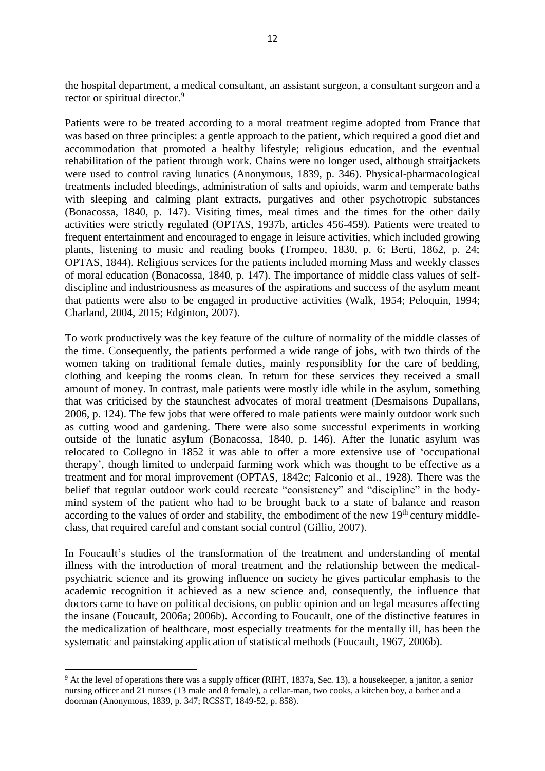the hospital department, a medical consultant, an assistant surgeon, a consultant surgeon and a rector or spiritual director.[9]

Patients were to be treated according to a moral treatment regime adopted from France that was based on three principles: a gentle approach to the patient, which required a good diet and accommodation that promoted a healthy lifestyle; religious education, and the eventual rehabilitation of the patient through work. Chains were no longer used, although straitjackets were used to control raving lunatics (Anonymous, 1839, p. 346). Physical-pharmacological treatments included bleedings, administration of salts and opioids, warm and temperate baths with sleeping and calming plant extracts, purgatives and other psychotropic substances (Bonacossa, 1840, p. 147). Visiting times, meal times and the times for the other daily activities were strictly regulated (OPTAS, 1937b, articles 456-459). Patients were treated to frequent entertainment and encouraged to engage in leisure activities, which included growing plants, listening to music and reading books (Trompeo, 1830, p. 6; Berti, 1862, p. 24; OPTAS, 1844). Religious services for the patients included morning Mass and weekly classes of moral education (Bonacossa, 1840, p. 147). The importance of middle class values of self-discipline and industriousness as measures of the aspirations and success of the asylum meant that patients were also to be engaged in productive activities (Walk, 1954; Peloquin, 1994; Charland, 2004, 2015; Edgington, 2007).

To work productively was the key feature of the culture of normality of the middle classes of the time. Consequently, the patients performed a wide range of jobs, with two thirds of the women taking on traditional female duties, mainly responsiblity for the care of bedding, clothing and keeping the rooms clean. In return for these services they received a small amount of money. In contrast, male patients were mostly idle while in the asylum, something that was criticised by the staunchest advocates of moral treatment (Desmaisons Dupallans, 2006, p. 124). The few jobs that were offered to male patients were mainly outdoor work such as cutting wood and gardening. There were also some successful experiments in working outside of the lunatic asylum (Bonacossa, 1840, p. 146). After the lunatic asylum was relocated to Collegno in 1852 it was able to offer a more extensive use of 'occupational therapy', though limited to underpaid farming work which was thought to be effective as a treatment and for moral improvement (OPTAS, 1842c; Falconio et al., 1928). There was the belief that regular outdoor work could recreate "consistency" and "discipline" in the body-mind system of the patient who had to be brought back to a state of balance and reason according to the values of order and stability, the embodiment of the new 19th century middle-class, that required careful and constant social control (Gillio, 2007).

In Foucault's studies of the transformation of the treatment and understanding of mental illness with the introduction of moral treatment and the relationship between the medical-psychiatric science and its growing influence on society he gives particular emphasis to the academic recognition it achieved as a new science and, consequently, the influence that doctors came to have on political decisions, on public opinion and on legal measures affecting the insane (Foucault, 2006a; 2006b). According to Foucault, one of the distinctive features in the medicalization of healthcare, most especially treatments for the mentally ill, has been the systematic and painstaking application of statistical methods (Foucault, 1967, 2006b).

[9] At the level of operations there was a supply officer (RIHT, 1837a, Sec. 13), a housekeeper, a janitor, a senior nursing officer and 21 nurses (13 male and 8 female), a cellar-man, two cooks, a kitchen boy, a barber and a doorman (Anonymous, 1839, p. 347; RCSST, 1849-52, p. 858).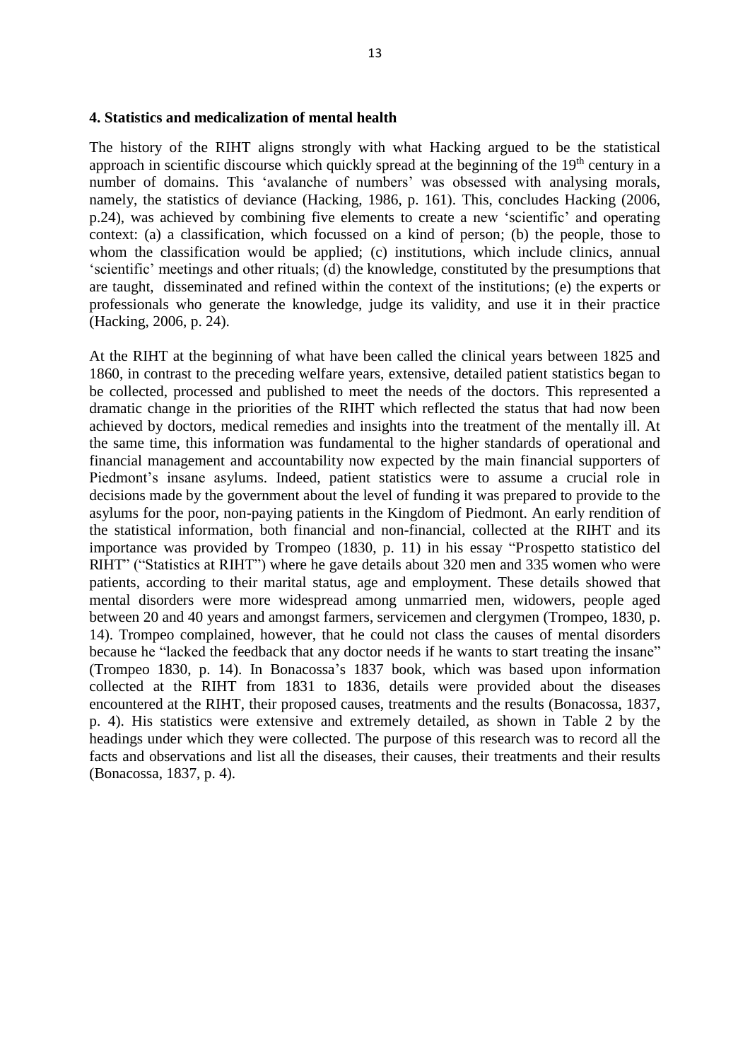### 4. Statistics and medicalization of mental health

The history of the RIHT aligns strongly with what Hacking argued to be the statistical approach in scientific discourse which quickly spread at the beginning of the 19th century in a number of domains. This 'avalanche of numbers' was obsessed with analysing morals, namely, the statistics of deviance (Hacking, 1986, p. 161). This, concludes Hacking (2006, p.24), was achieved by combining five elements to create a new 'scientific' and operating context: (a) a classification, which focussed on a kind of person; (b) the people, those to whom the classification would be applied; (c) institutions, which include clinics, annual 'scientific' meetings and other rituals; (d) the knowledge, constituted by the presumptions that are taught, disseminated and refined within the context of the institutions; (e) the experts or professionals who generate the knowledge, judge its validity, and use it in their practice (Hacking, 2006, p. 24).

At the RIHT at the beginning of what have been called the clinical years between 1825 and 1860, in contrast to the preceding welfare years, extensive, detailed patient statistics began to be collected, processed and published to meet the needs of the doctors. This represented a dramatic change in the priorities of the RIHT which reflected the status that had now been achieved by doctors, medical remedies and insights into the treatment of the mentally ill. At the same time, this information was fundamental to the higher standards of operational and financial management and accountability now expected by the main financial supporters of Piedmont's insane asylums. Indeed, patient statistics were to assume a crucial role in decisions made by the government about the level of funding it was prepared to provide to the asylums for the poor, non-paying patients in the Kingdom of Piedmont. An early rendition of the statistical information, both financial and non-financial, collected at the RIHT and its importance was provided by Trompeo (1830, p. 11) in his essay "Prospetto statistico del RIHT" ("Statistics at RIHT") where he gave details about 320 men and 335 women who were patients, according to their marital status, age and employment. These details showed that mental disorders were more widespread among unmarried men, widowers, people aged between 20 and 40 years and amongst farmers, servicemen and clergymen (Trompeo, 1830, p. 14). Trompeo complained, however, that he could not class the causes of mental disorders because he "lacked the feedback that any doctor needs if he wants to start treating the insane" (Trompeo 1830, p. 14). In Bonacossa's 1837 book, which was based upon information collected at the RIHT from 1831 to 1836, details were provided about the diseases encountered at the RIHT, their proposed causes, treatments and the results (Bonacossa, 1837, p. 4). His statistics were extensive and extremely detailed, as shown in Table 2 by the headings under which they were collected. The purpose of this research was to record all the facts and observations and list all the diseases, their causes, their treatments and their results (Bonacossa, 1837, p. 4).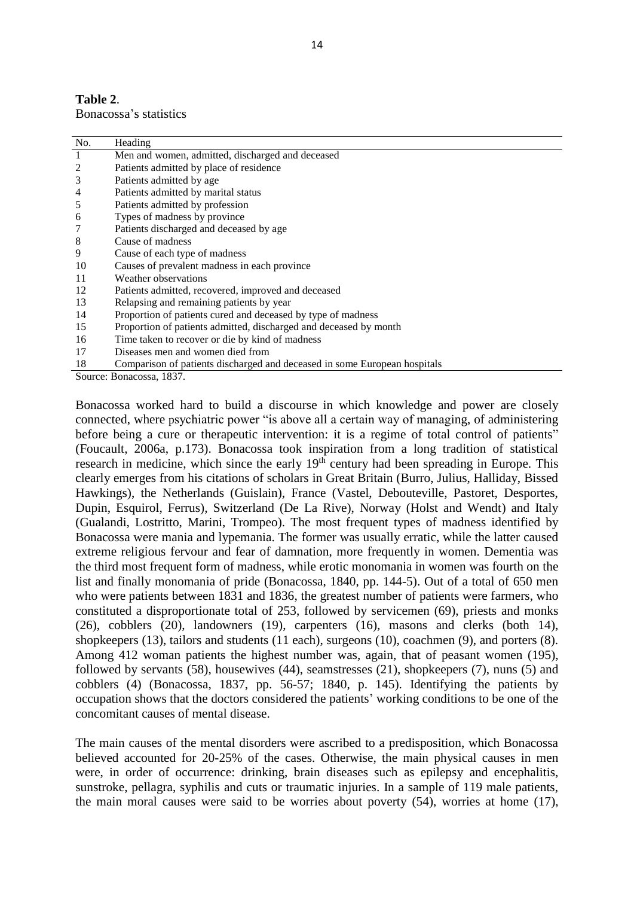**Table 2**.
Bonacossa's statistics

| No. | Heading |
|---|---|
| 1 | Men and women, admitted, discharged and deceased |
| 2 | Patients admitted by place of residence |
| 3 | Patients admitted by age |
| 4 | Patients admitted by marital status |
| 5 | Patients admitted by profession |
| 6 | Types of madness by province |
| 7 | Patients discharged and deceased by age |
| 8 | Cause of madness |
| 9 | Cause of each type of madness |
| 10 | Causes of prevalent madness in each province |
| 11 | Weather observations |
| 12 | Patients admitted, recovered, improved and deceased |
| 13 | Relapsing and remaining patients by year |
| 14 | Proportion of patients cured and deceased by type of madness |
| 15 | Proportion of patients admitted, discharged and deceased by month |
| 16 | Time taken to recover or die by kind of madness |
| 17 | Diseases men and women died from |
| 18 | Comparison of patients discharged and deceased in some European hospitals |

Source: Bonacossa, 1837.

Bonacossa worked hard to build a discourse in which knowledge and power are closely connected, where psychiatric power "is above all a certain way of managing, of administering before being a cure or therapeutic intervention: it is a regime of total control of patients" (Foucault, 2006a, p.173). Bonacossa took inspiration from a long tradition of statistical research in medicine, which since the early 19th century had been spreading in Europe. This clearly emerges from his citations of scholars in Great Britain (Burro, Julius, Halliday, Bissed Hawkings), the Netherlands (Guislain), France (Vastel, Debouteville, Pastoret, Desportes, Dupin, Esquirol, Ferrus), Switzerland (De La Rive), Norway (Holst and Wendt) and Italy (Gualandi, Lostritto, Marini, Trompeo). The most frequent types of madness identified by Bonacossa were mania and lypemania. The former was usually erratic, while the latter caused extreme religious fervour and fear of damnation, more frequently in women. Dementia was the third most frequent form of madness, while erotic monomania in women was fourth on the list and finally monomania of pride (Bonacossa, 1840, pp. 144-5). Out of a total of 650 men who were patients between 1831 and 1836, the greatest number of patients were farmers, who constituted a disproportionate total of 253, followed by servicemen (69), priests and monks (26), cobblers (20), landowners (19), carpenters (16), masons and clerks (both 14), shopkeepers (13), tailors and students (11 each), surgeons (10), coachmen (9), and porters (8). Among 412 woman patients the highest number was, again, that of peasant women (195), followed by servants (58), housewives (44), seamstresses (21), shopkeepers (7), nuns (5) and cobblers (4) (Bonacossa, 1837, pp. 56-57; 1840, p. 145). Identifying the patients by occupation shows that the doctors considered the patients' working conditions to be one of the concomitant causes of mental disease.

The main causes of the mental disorders were ascribed to a predisposition, which Bonacossa believed accounted for 20-25% of the cases. Otherwise, the main physical causes in men were, in order of occurrence: drinking, brain diseases such as epilepsy and encephalitis, sunstroke, pellagra, syphilis and cuts or traumatic injuries. In a sample of 119 male patients, the main moral causes were said to be worries about poverty (54), worries at home (17),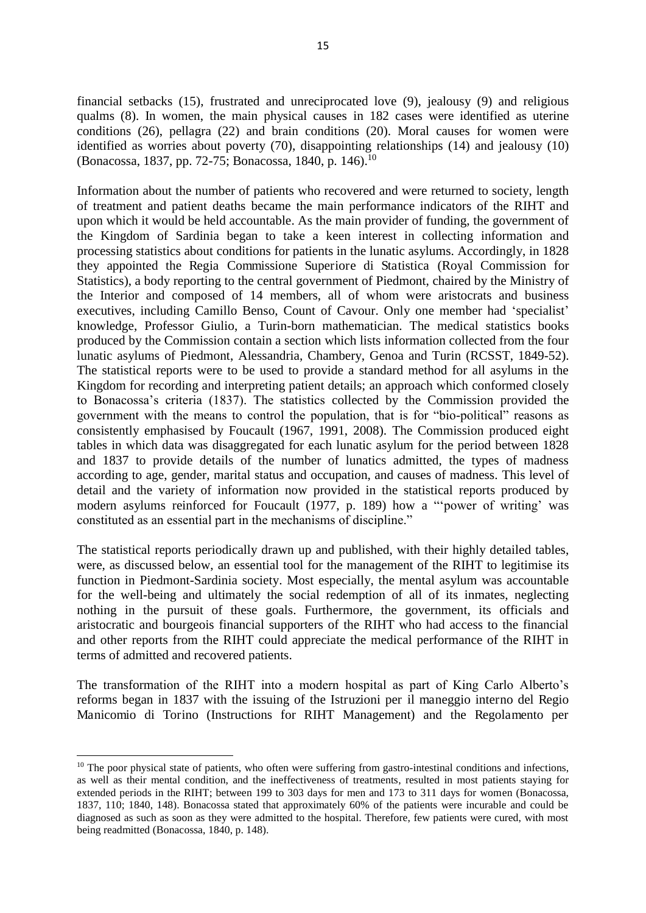financial setbacks (15), frustrated and unreciprocated love (9), jealousy (9) and religious qualms (8). In women, the main physical causes in 182 cases were identified as uterine conditions (26), pellagra (22) and brain conditions (20). Moral causes for women were identified as worries about poverty (70), disappointing relationships (14) and jealousy (10) (Bonacossa, 1837, pp. 72-75; Bonacossa, 1840, p. 146).[10]

Information about the number of patients who recovered and were returned to society, length of treatment and patient deaths became the main performance indicators of the RIHT and upon which it would be held accountable. As the main provider of funding, the government of the Kingdom of Sardinia began to take a keen interest in collecting information and processing statistics about conditions for patients in the lunatic asylums. Accordingly, in 1828 they appointed the Regia Commissione Superiore di Statistica (Royal Commission for Statistics), a body reporting to the central government of Piedmont, chaired by the Ministry of the Interior and composed of 14 members, all of whom were aristocrats and business executives, including Camillo Benso, Count of Cavour. Only one member had 'specialist' knowledge, Professor Giulio, a Turin-born mathematician. The medical statistics books produced by the Commission contain a section which lists information collected from the four lunatic asylums of Piedmont, Alessandria, Chambery, Genoa and Turin (RCSST, 1849-52). The statistical reports were to be used to provide a standard method for all asylums in the Kingdom for recording and interpreting patient details; an approach which conformed closely to Bonacossa's criteria (1837). The statistics collected by the Commission provided the government with the means to control the population, that is for "bio-political" reasons as consistently emphasised by Foucault (1967, 1991, 2008). The Commission produced eight tables in which data was disaggregated for each lunatic asylum for the period between 1828 and 1837 to provide details of the number of lunatics admitted, the types of madness according to age, gender, marital status and occupation, and causes of madness. This level of detail and the variety of information now provided in the statistical reports produced by modern asylums reinforced for Foucault (1977, p. 189) how a "'power of writing' was constituted as an essential part in the mechanisms of discipline."

The statistical reports periodically drawn up and published, with their highly detailed tables, were, as discussed below, an essential tool for the management of the RIHT to legitimise its function in Piedmont-Sardinia society. Most especially, the mental asylum was accountable for the well-being and ultimately the social redemption of all of its inmates, neglecting nothing in the pursuit of these goals. Furthermore, the government, its officials and aristocratic and bourgeois financial supporters of the RIHT who had access to the financial and other reports from the RIHT could appreciate the medical performance of the RIHT in terms of admitted and recovered patients.

The transformation of the RIHT into a modern hospital as part of King Carlo Alberto's reforms began in 1837 with the issuing of the Istruzioni per il maneggio interno del Regio Manicomio di Torino (Instructions for RIHT Management) and the Regolamento per

[10] The poor physical state of patients, who often were suffering from gastro-intestinal conditions and infections, as well as their mental condition, and the ineffectiveness of treatments, resulted in most patients staying for extended periods in the RIHT; between 199 to 303 days for men and 173 to 311 days for women (Bonacossa, 1837, 110; 1840, 148). Bonacossa stated that approximately 60% of the patients were incurable and could be diagnosed as such as soon as they were admitted to the hospital. Therefore, few patients were cured, with most being readmitted (Bonacossa, 1840, p. 148).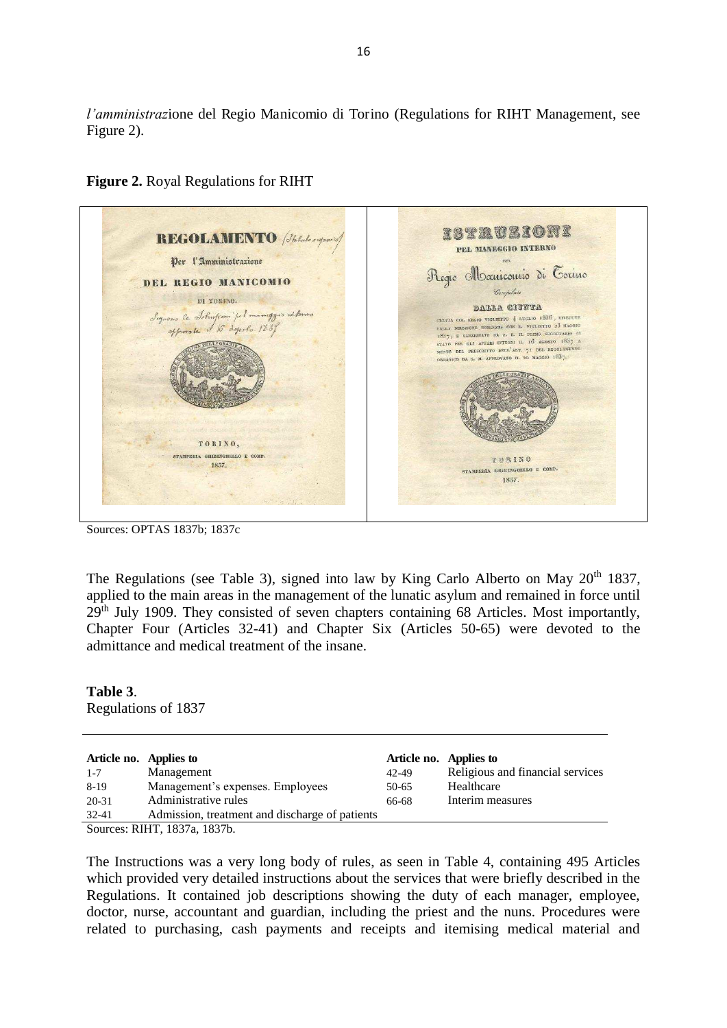*l'amministraz*ione del Regio Manicomio di Torino (Regulations for RIHT Management, see Figure 2).

**Figure 2.** Royal Regulations for RIHT

Sources: OPTAS 1837b; 1837c

The Regulations (see Table 3), signed into law by King Carlo Alberto on May 20th 1837, applied to the main areas in the management of the lunatic asylum and remained in force until 29th July 1909. They consisted of seven chapters containing 68 Articles. Most importantly, Chapter Four (Articles 32-41) and Chapter Six (Articles 50-65) were devoted to the admittance and medical treatment of the insane.

**Table 3**.
Regulations of 1837

| Article no. | Applies to | Article no. | Applies to |
|---|---|---|---|
| 1-7 | Management | 42-49 | Religious and financial services |
| 8-19 | Management's expenses. Employees | 50-65 | Healthcare |
| 20-31 | Administrative rules | 66-68 | Interim measures |
| 32-41 | Admission, treatment and discharge of patients | | |

Sources: RIHT, 1837a, 1837b.

The Instructions was a very long body of rules, as seen in Table 4, containing 495 Articles which provided very detailed instructions about the services that were briefly described in the Regulations. It contained job descriptions showing the duty of each manager, employee, doctor, nurse, accountant and guardian, including the priest and the nuns. Procedures were related to purchasing, cash payments and receipts and itemising medical material and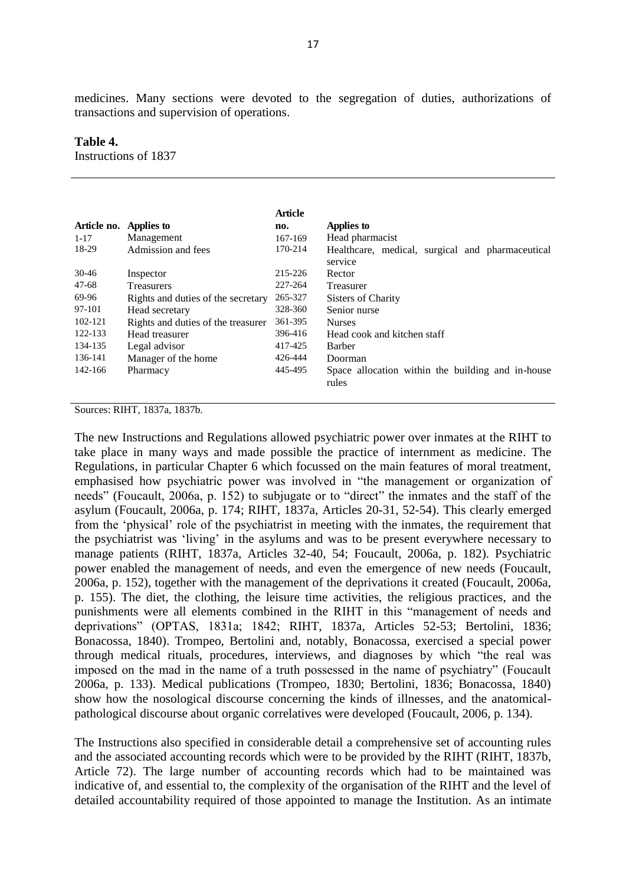medicines. Many sections were devoted to the segregation of duties, authorizations of transactions and supervision of operations.

**Table 4.**
Instructions of 1837

| Article no. | Applies to | Article no. | Applies to |
|---|---|---|---|
| 1-17 | Management | 167-169 | Head pharmacist |
| 18-29 | Admission and fees | 170-214 | Healthcare, medical, surgical and pharmaceutical service |
| 30-46 | Inspector | 215-226 | Rector |
| 47-68 | Treasurers | 227-264 | Treasurer |
| 69-96 | Rights and duties of the secretary | 265-327 | Sisters of Charity |
| 97-101 | Head secretary | 328-360 | Senior nurse |
| 102-121 | Rights and duties of the treasurer | 361-395 | Nurses |
| 122-133 | Head treasurer | 396-416 | Head cook and kitchen staff |
| 134-135 | Legal advisor | 417-425 | Barber |
| 136-141 | Manager of the home | 426-444 | Doorman |
| 142-166 | Pharmacy | 445-495 | Space allocation within the building and in-house rules |

Sources: RIHT, 1837a, 1837b.

The new Instructions and Regulations allowed psychiatric power over inmates at the RIHT to take place in many ways and made possible the practice of internment as medicine. The Regulations, in particular Chapter 6 which focussed on the main features of moral treatment, emphasised how psychiatric power was involved in "the management or organization of needs" (Foucault, 2006a, p. 152) to subjugate or to "direct" the inmates and the staff of the asylum (Foucault, 2006a, p. 174; RIHT, 1837a, Articles 20-31, 52-54). This clearly emerged from the 'physical' role of the psychiatrist in meeting with the inmates, the requirement that the psychiatrist was 'living' in the asylums and was to be present everywhere necessary to manage patients (RIHT, 1837a, Articles 32-40, 54; Foucault, 2006a, p. 182). Psychiatric power enabled the management of needs, and even the emergence of new needs (Foucault, 2006a, p. 152), together with the management of the deprivations it created (Foucault, 2006a, p. 155). The diet, the clothing, the leisure time activities, the religious practices, and the punishments were all elements combined in the RIHT in this "management of needs and deprivations" (OPTAS, 1831a; 1842; RIHT, 1837a, Articles 52-53; Bertolini, 1836; Bonacossa, 1840). Trompeo, Bertolini and, notably, Bonacossa, exercised a special power through medical rituals, procedures, interviews, and diagnoses by which "the real was imposed on the mad in the name of a truth possessed in the name of psychiatry" (Foucault 2006a, p. 133). Medical publications (Trompeo, 1830; Bertolini, 1836; Bonacossa, 1840) show how the nosological discourse concerning the kinds of illnesses, and the anatomical-pathological discourse about organic correlatives were developed (Foucault, 2006, p. 134).

The Instructions also specified in considerable detail a comprehensive set of accounting rules and the associated accounting records which were to be provided by the RIHT (RIHT, 1837b, Article 72). The large number of accounting records which had to be maintained was indicative of, and essential to, the complexity of the organisation of the RIHT and the level of detailed accountability required of those appointed to manage the Institution. As an intimate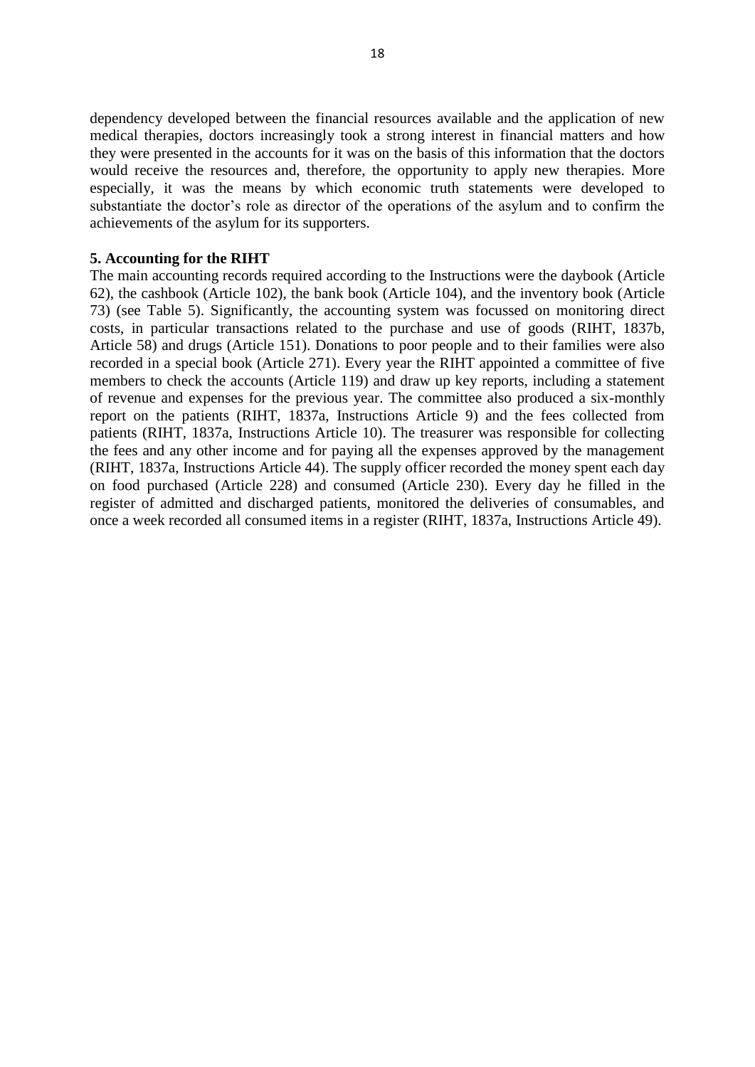dependency developed between the financial resources available and the application of new medical therapies, doctors increasingly took a strong interest in financial matters and how they were presented in the accounts for it was on the basis of this information that the doctors would receive the resources and, therefore, the opportunity to apply new therapies. More especially, it was the means by which economic truth statements were developed to substantiate the doctor's role as director of the operations of the asylum and to confirm the achievements of the asylum for its supporters.

## 5. Accounting for the RIHT

The main accounting records required according to the Instructions were the daybook (Article 62), the cashbook (Article 102), the bank book (Article 104), and the inventory book (Article 73) (see Table 5). Significantly, the accounting system was focussed on monitoring direct costs, in particular transactions related to the purchase and use of goods (RIHT, 1837b, Article 58) and drugs (Article 151). Donations to poor people and to their families were also recorded in a special book (Article 271). Every year the RIHT appointed a committee of five members to check the accounts (Article 119) and draw up key reports, including a statement of revenue and expenses for the previous year. The committee also produced a six-monthly report on the patients (RIHT, 1837a, Instructions Article 9) and the fees collected from patients (RIHT, 1837a, Instructions Article 10). The treasurer was responsible for collecting the fees and any other income and for paying all the expenses approved by the management (RIHT, 1837a, Instructions Article 44). The supply officer recorded the money spent each day on food purchased (Article 228) and consumed (Article 230). Every day he filled in the register of admitted and discharged patients, monitored the deliveries of consumables, and once a week recorded all consumed items in a register (RIHT, 1837a, Instructions Article 49).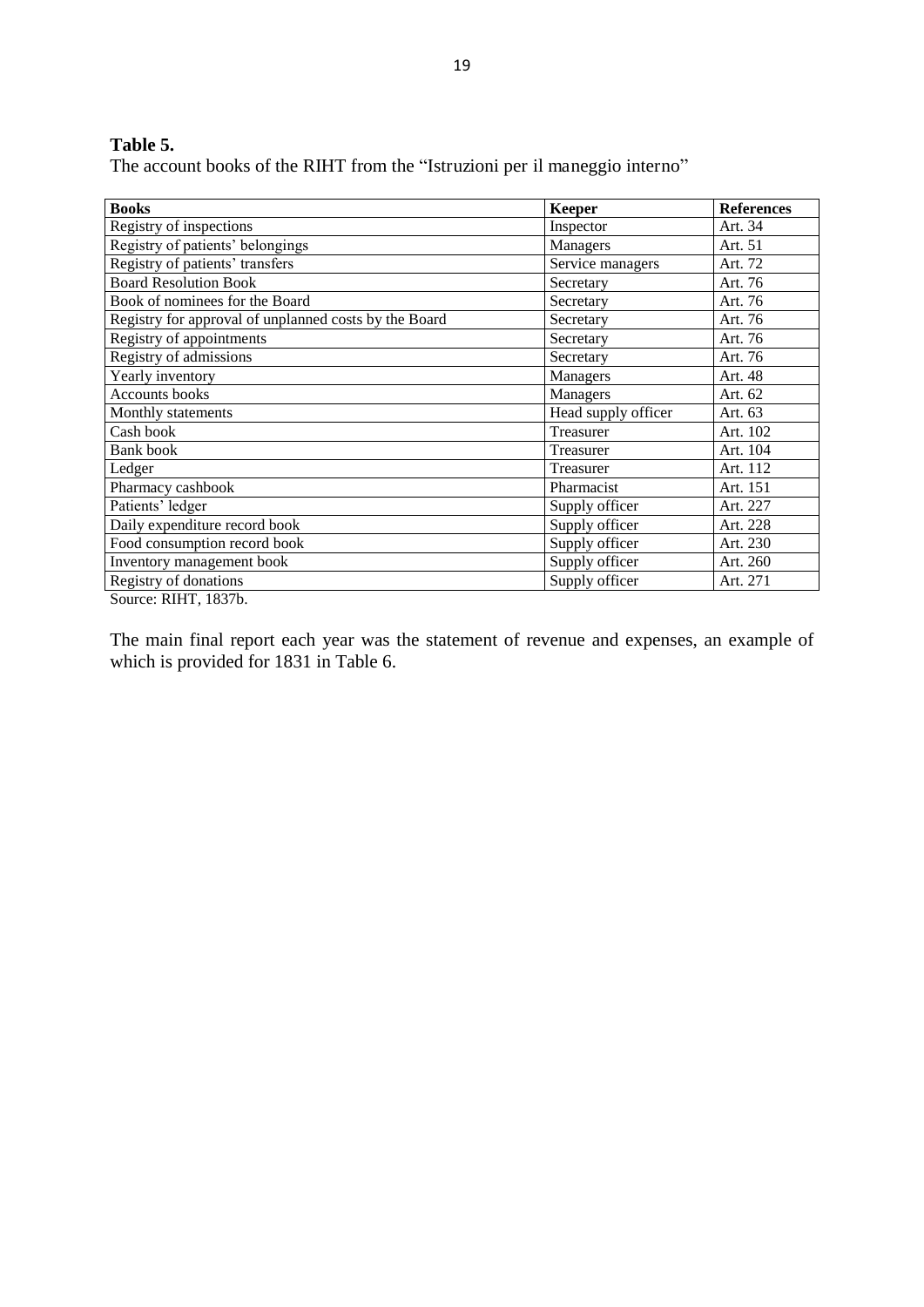**Table 5.**

The account books of the RIHT from the "Istruzioni per il maneggio interno"

| Books | Keeper | References |
|---|---|---|
| Registry of inspections | Inspector | Art. 34 |
| Registry of patients' belongings | Managers | Art. 51 |
| Registry of patients' transfers | Service managers | Art. 72 |
| Board Resolution Book | Secretary | Art. 76 |
| Book of nominees for the Board | Secretary | Art. 76 |
| Registry for approval of unplanned costs by the Board | Secretary | Art. 76 |
| Registry of appointments | Secretary | Art. 76 |
| Registry of admissions | Secretary | Art. 76 |
| Yearly inventory | Managers | Art. 48 |
| Accounts books | Managers | Art. 62 |
| Monthly statements | Head supply officer | Art. 63 |
| Cash book | Treasurer | Art. 102 |
| Bank book | Treasurer | Art. 104 |
| Ledger | Treasurer | Art. 112 |
| Pharmacy cashbook | Pharmacist | Art. 151 |
| Patients' ledger | Supply officer | Art. 227 |
| Daily expenditure record book | Supply officer | Art. 228 |
| Food consumption record book | Supply officer | Art. 230 |
| Inventory management book | Supply officer | Art. 260 |
| Registry of donations | Supply officer | Art. 271 |

Source: RIHT, 1837b.

The main final report each year was the statement of revenue and expenses, an example of which is provided for 1831 in Table 6.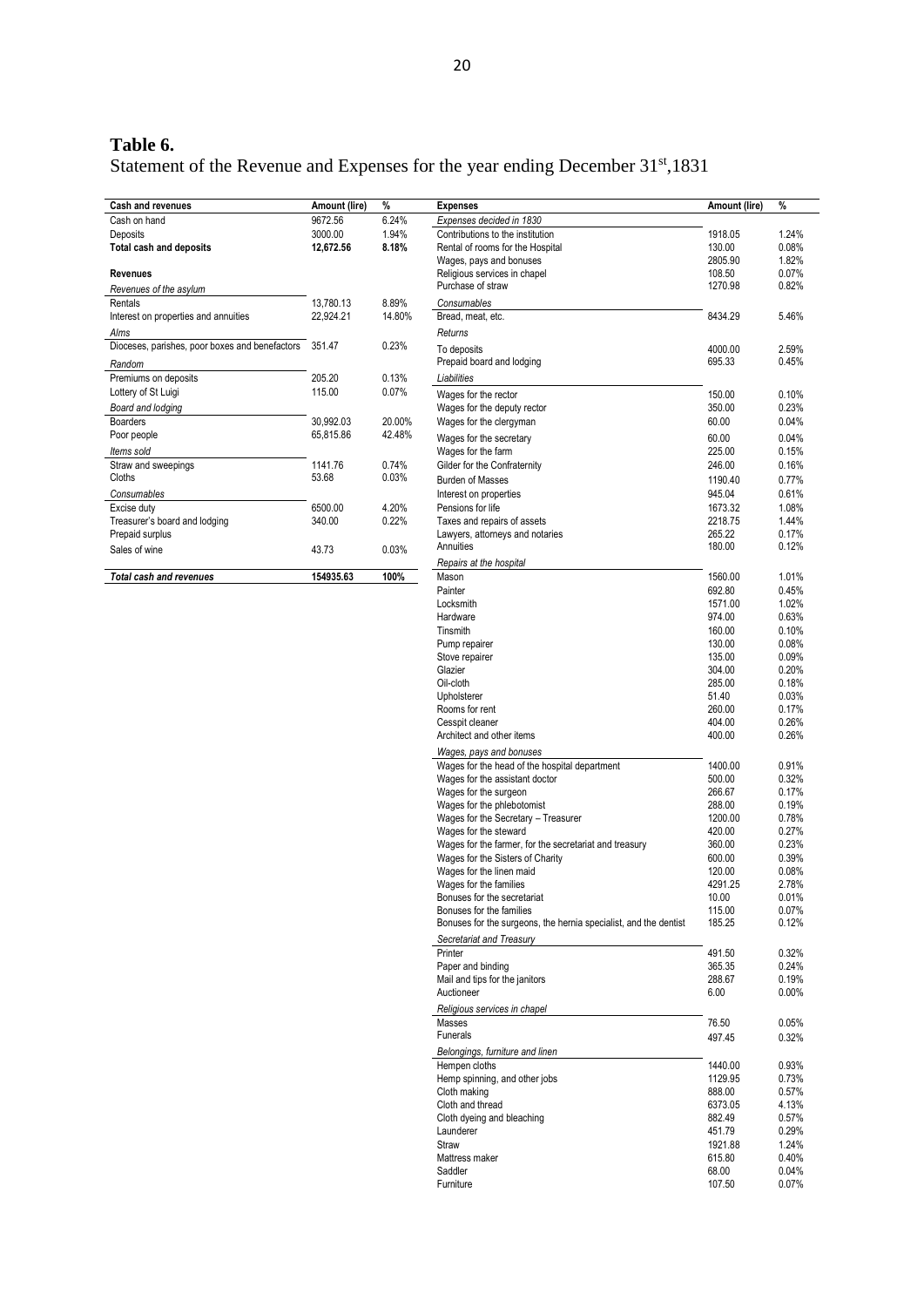**Table 6.**

Statement of the Revenue and Expenses for the year ending December 31st,1831

| Cash and revenues | Amount (lire) | % |
|---|---|---|
| Cash on hand | 9672.56 | 6.24% |
| Deposits | 3000.00 | 1.94% |
| **Total cash and deposits** | **12,672.56** | **8.18%** |
| **Revenues** | | |
| *Revenues of the asylum* | | |
| Rentals | 13,780.13 | 8.89% |
| Interest on properties and annuities | 22,924.21 | 14.80% |
| *Alms* | | |
| Dioceses, parishes, poor boxes and benefactors | 351.47 | 0.23% |
| *Random* | | |
| Premiums on deposits | 205.20 | 0.13% |
| Lottery of St Luigi | 115.00 | 0.07% |
| *Board and lodging* | | |
| Boarders | 30,992.03 | 20.00% |
| Poor people | 65,815.86 | 42.48% |
| *Items sold* | | |
| Straw and sweepings | 1141.76 | 0.74% |
| Cloths | 53.68 | 0.03% |
| *Consumables* | | |
| Excise duty | 6500.00 | 4.20% |
| Treasurer's board and lodging | 340.00 | 0.22% |
| Prepaid surplus | | |
| Sales of wine | 43.73 | 0.03% |
| ***Total cash and revenues*** | **154935.63** | **100%** |

| Expenses | Amount (lire) | % |
|---|---|---|
| *Expenses decided in 1830* | | |
| Contributions to the institution | 1918.05 | 1.24% |
| Rental of rooms for the Hospital | 130.00 | 0.08% |
| Wages, pays and bonuses | 2805.90 | 1.82% |
| Religious services in chapel | 108.50 | 0.07% |
| Purchase of straw | 1270.98 | 0.82% |
| *Consumables* | | |
| Bread, meat, etc. | 8434.29 | 5.46% |
| *Returns* | | |
| To deposits | 4000.00 | 2.59% |
| Prepaid board and lodging | 695.33 | 0.45% |
| *Liabilities* | | |
| Wages for the rector | 150.00 | 0.10% |
| Wages for the deputy rector | 350.00 | 0.23% |
| Wages for the clergyman | 60.00 | 0.04% |
| Wages for the secretary | 60.00 | 0.04% |
| Wages for the farm | 225.00 | 0.15% |
| Gilder for the Confraternity | 246.00 | 0.16% |
| Burden of Masses | 1190.40 | 0.77% |
| Interest on properties | 945.04 | 0.61% |
| Pensions for life | 1673.32 | 1.08% |
| Taxes and repairs of assets | 2218.75 | 1.44% |
| Lawyers, attorneys and notaries | 265.22 | 0.17% |
| Annuities | 180.00 | 0.12% |
| *Repairs at the hospital* | | |
| Mason | 1560.00 | 1.01% |
| Painter | 692.80 | 0.45% |
| Locksmith | 1571.00 | 1.02% |
| Hardware | 974.00 | 0.63% |
| Tinsmith | 160.00 | 0.10% |
| Pump repairer | 130.00 | 0.08% |
| Stove repairer | 135.00 | 0.09% |
| Glazier | 304.00 | 0.20% |
| Oil-cloth | 285.00 | 0.18% |
| Upholsterer | 51.40 | 0.03% |
| Rooms for rent | 260.00 | 0.17% |
| Cesspit cleaner | 404.00 | 0.26% |
| Architect and other items | 400.00 | 0.26% |
| *Wages, pays and bonuses* | | |
| Wages for the head of the hospital department | 1400.00 | 0.91% |
| Wages for the assistant doctor | 500.00 | 0.32% |
| Wages for the surgeon | 266.67 | 0.17% |
| Wages for the phlebotomist | 288.00 | 0.19% |
| Wages for the Secretary – Treasurer | 1200.00 | 0.78% |
| Wages for the steward | 420.00 | 0.27% |
| Wages for the farmer, for the secretariat and treasury | 360.00 | 0.23% |
| Wages for the Sisters of Charity | 600.00 | 0.39% |
| Wages for the linen maid | 120.00 | 0.08% |
| Wages for the families | 4291.25 | 2.78% |
| Bonuses for the secretariat | 10.00 | 0.01% |
| Bonuses for the families | 115.00 | 0.07% |
| Bonuses for the surgeons, the hernia specialist, and the dentist | 185.25 | 0.12% |
| *Secretariat and Treasury* | | |
| Printer | 491.50 | 0.32% |
| Paper and binding | 365.35 | 0.24% |
| Mail and tips for the janitors | 288.67 | 0.19% |
| Auctioneer | 6.00 | 0.00% |
| *Religious services in chapel* | | |
| Masses | 76.50 | 0.05% |
| Funerals | 497.45 | 0.32% |
| *Belongings, furniture and linen* | | |
| Hempen cloths | 1440.00 | 0.93% |
| Hemp spinning, and other jobs | 1129.95 | 0.73% |
| Cloth making | 888.00 | 0.57% |
| Cloth and thread | 6373.05 | 4.13% |
| Cloth dyeing and bleaching | 882.49 | 0.57% |
| Launderer | 451.79 | 0.29% |
| Straw | 1921.88 | 1.24% |
| Mattress maker | 615.80 | 0.40% |
| Saddler | 68.00 | 0.04% |
| Furniture | 107.50 | 0.07% |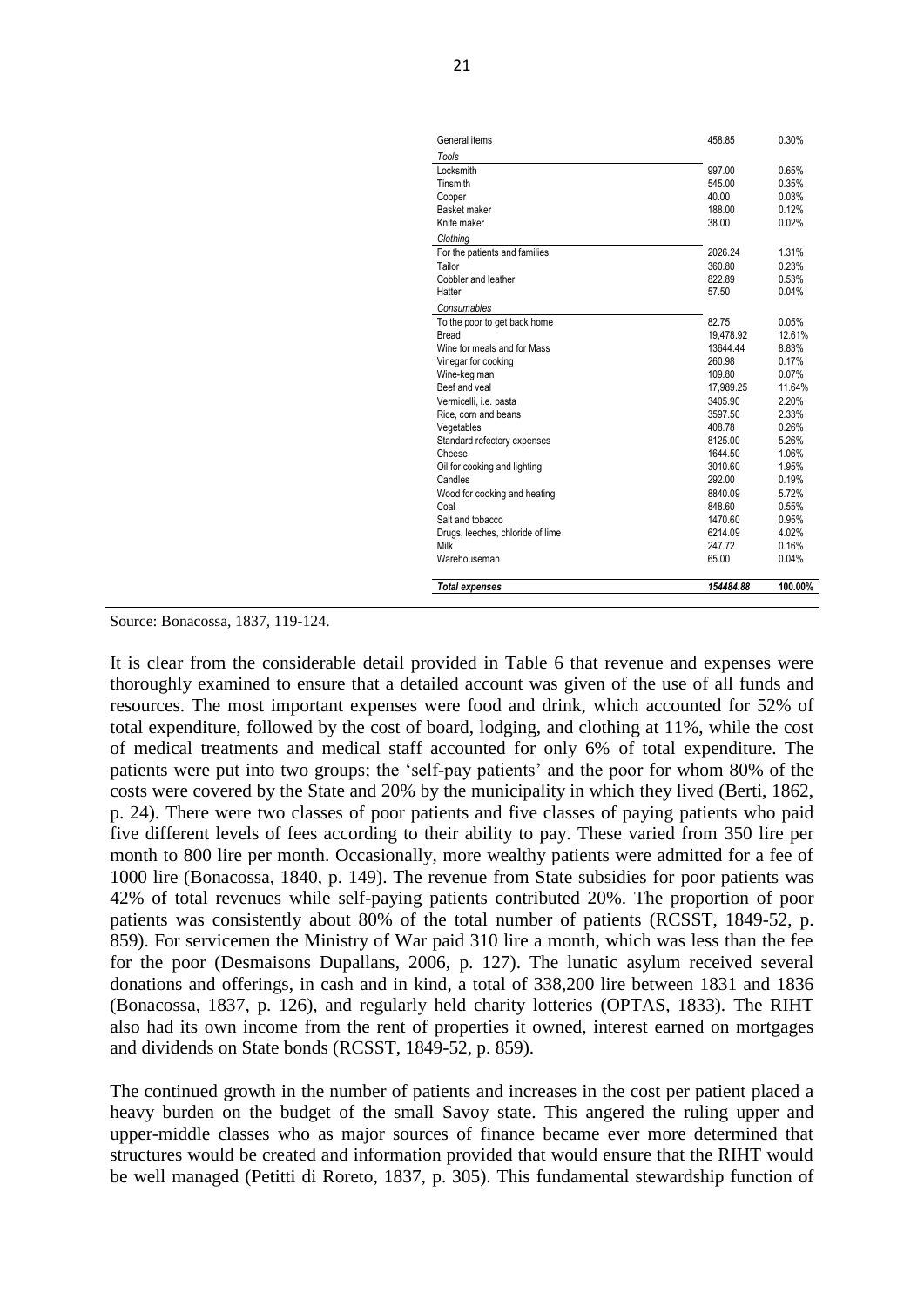| | | |
|---|---|---|
| General items | 458.85 | 0.30% |
| *Tools* | | |
| Locksmith | 997.00 | 0.65% |
| Tinsmith | 545.00 | 0.35% |
| Cooper | 40.00 | 0.03% |
| Basket maker | 188.00 | 0.12% |
| Knife maker | 38.00 | 0.02% |
| *Clothing* | | |
| For the patients and families | 2026.24 | 1.31% |
| Tailor | 360.80 | 0.23% |
| Cobbler and leather | 822.89 | 0.53% |
| Hatter | 57.50 | 0.04% |
| *Consumables* | | |
| To the poor to get back home | 82.75 | 0.05% |
| Bread | 19,478.92 | 12.61% |
| Wine for meals and for Mass | 13644.44 | 8.83% |
| Vinegar for cooking | 260.98 | 0.17% |
| Wine-keg man | 109.80 | 0.07% |
| Beef and veal | 17,989.25 | 11.64% |
| Vermicelli, i.e. pasta | 3405.90 | 2.20% |
| Rice, corn and beans | 3597.50 | 2.33% |
| Vegetables | 408.78 | 0.26% |
| Standard refectory expenses | 8125.00 | 5.26% |
| Cheese | 1644.50 | 1.06% |
| Oil for cooking and lighting | 3010.60 | 1.95% |
| Candles | 292.00 | 0.19% |
| Wood for cooking and heating | 8840.09 | 5.72% |
| Coal | 848.60 | 0.55% |
| Salt and tobacco | 1470.60 | 0.95% |
| Drugs, leeches, chloride of lime | 6214.09 | 4.02% |
| Milk | 247.72 | 0.16% |
| Warehouseman | 65.00 | 0.04% |
| ***Total expenses*** | ***154484.88*** | ***100.00%*** |

Source: Bonacossa, 1837, 119-124.

It is clear from the considerable detail provided in Table 6 that revenue and expenses were thoroughly examined to ensure that a detailed account was given of the use of all funds and resources. The most important expenses were food and drink, which accounted for 52% of total expenditure, followed by the cost of board, lodging, and clothing at 11%, while the cost of medical treatments and medical staff accounted for only 6% of total expenditure. The patients were put into two groups; the 'self-pay patients' and the poor for whom 80% of the costs were covered by the State and 20% by the municipality in which they lived (Berti, 1862, p. 24). There were two classes of poor patients and five classes of paying patients who paid five different levels of fees according to their ability to pay. These varied from 350 lire per month to 800 lire per month. Occasionally, more wealthy patients were admitted for a fee of 1000 lire (Bonacossa, 1840, p. 149). The revenue from State subsidies for poor patients was 42% of total revenues while self-paying patients contributed 20%. The proportion of poor patients was consistently about 80% of the total number of patients (RCSST, 1849-52, p. 859). For servicemen the Ministry of War paid 310 lire a month, which was less than the fee for the poor (Desmaisons Dupallans, 2006, p. 127). The lunatic asylum received several donations and offerings, in cash and in kind, a total of 338,200 lire between 1831 and 1836 (Bonacossa, 1837, p. 126), and regularly held charity lotteries (OPTAS, 1833). The RIHT also had its own income from the rent of properties it owned, interest earned on mortgages and dividends on State bonds (RCSST, 1849-52, p. 859).

The continued growth in the number of patients and increases in the cost per patient placed a heavy burden on the budget of the small Savoy state. This angered the ruling upper and upper-middle classes who as major sources of finance became ever more determined that structures would be created and information provided that would ensure that the RIHT would be well managed (Petitti di Roreto, 1837, p. 305). This fundamental stewardship function of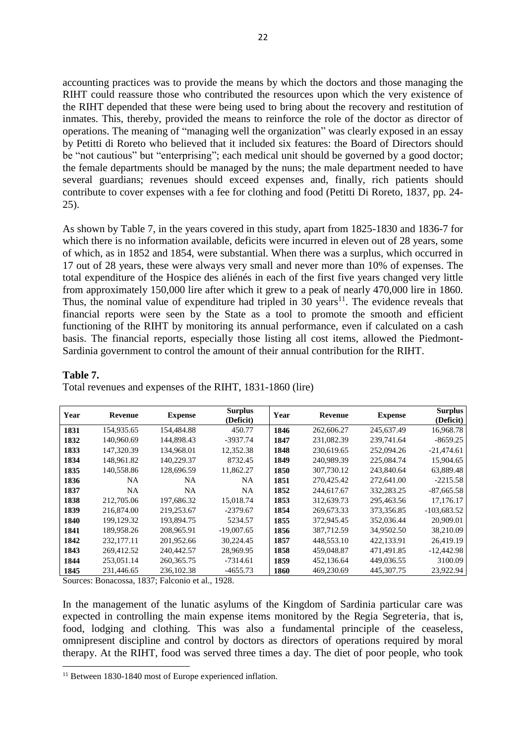accounting practices was to provide the means by which the doctors and those managing the RIHT could reassure those who contributed the resources upon which the very existence of the RIHT depended that these were being used to bring about the recovery and restitution of inmates. This, thereby, provided the means to reinforce the role of the doctor as director of operations. The meaning of "managing well the organization" was clearly exposed in an essay by Petitti di Roreto who believed that it included six features: the Board of Directors should be "not cautious" but "enterprising"; each medical unit should be governed by a good doctor; the female departments should be managed by the nuns; the male department needed to have several guardians; revenues should exceed expenses and, finally, rich patients should contribute to cover expenses with a fee for clothing and food (Petitti Di Roreto, 1837, pp. 24-25).

As shown by Table 7, in the years covered in this study, apart from 1825-1830 and 1836-7 for which there is no information available, deficits were incurred in eleven out of 28 years, some of which, as in 1852 and 1854, were substantial. When there was a surplus, which occurred in 17 out of 28 years, these were always very small and never more than 10% of expenses. The total expenditure of the Hospice des aliénés in each of the first five years changed very little from approximately 150,000 lire after which it grew to a peak of nearly 470,000 lire in 1860. Thus, the nominal value of expenditure had tripled in 30 years[11]. The evidence reveals that financial reports were seen by the State as a tool to promote the smooth and efficient functioning of the RIHT by monitoring its annual performance, even if calculated on a cash basis. The financial reports, especially those listing all cost items, allowed the Piedmont-Sardinia government to control the amount of their annual contribution for the RIHT.

**Table 7.**

Total revenues and expenses of the RIHT, 1831-1860 (lire)

| Year | Revenue | Expense | Surplus (Deficit) | Year | Revenue | Expense | Surplus (Deficit) |
|---|---|---|---|---|---|---|---|
| **1831** | 154,935.65 | 154,484.88 | 450.77 | **1846** | 262,606.27 | 245,637.49 | 16,968.78 |
| **1832** | 140,960.69 | 144,898.43 | -3937.74 | **1847** | 231,082.39 | 239,741.64 | -8659.25 |
| **1833** | 147,320.39 | 134,968.01 | 12,352.38 | **1848** | 230,619.65 | 252,094.26 | -21,474.61 |
| **1834** | 148,961.82 | 140,229.37 | 8732.45 | **1849** | 240,989.39 | 225,084.74 | 15,904.65 |
| **1835** | 140,558.86 | 128,696.59 | 11,862.27 | **1850** | 307,730.12 | 243,840.64 | 63,889.48 |
| **1836** | NA | NA | NA | **1851** | 270,425.42 | 272,641.00 | -2215.58 |
| **1837** | NA | NA | NA | **1852** | 244,617.67 | 332,283.25 | -87,665.58 |
| **1838** | 212,705.06 | 197,686.32 | 15,018.74 | **1853** | 312,639.73 | 295,463.56 | 17,176.17 |
| **1839** | 216,874.00 | 219,253.67 | -2379.67 | **1854** | 269,673.33 | 373,356.85 | -103,683.52 |
| **1840** | 199,129.32 | 193,894.75 | 5234.57 | **1855** | 372,945.45 | 352,036.44 | 20,909.01 |
| **1841** | 189,958.26 | 208,965.91 | -19,007.65 | **1856** | 387,712.59 | 34,9502.50 | 38,210.09 |
| **1842** | 232,177.11 | 201,952.66 | 30,224.45 | **1857** | 448,553.10 | 422,133.91 | 26,419.19 |
| **1843** | 269,412.52 | 240,442.57 | 28,969.95 | **1858** | 459,048.87 | 471,491.85 | -12,442.98 |
| **1844** | 253,051.14 | 260,365.75 | -7314.61 | **1859** | 452,136.64 | 449,036.55 | 3100.09 |
| **1845** | 231,446.65 | 236,102.38 | -4655.73 | **1860** | 469,230.69 | 445,307.75 | 23,922.94 |

Sources: Bonacossa, 1837; Falconio et al., 1928.

In the management of the lunatic asylums of the Kingdom of Sardinia particular care was expected in controlling the main expense items monitored by the Regia Segreteria, that is, food, lodging and clothing. This was also a fundamental principle of the ceaseless, omnipresent discipline and control by doctors as directors of operations required by moral therapy. At the RIHT, food was served three times a day. The diet of poor people, who took

[11] Between 1830-1840 most of Europe experienced inflation.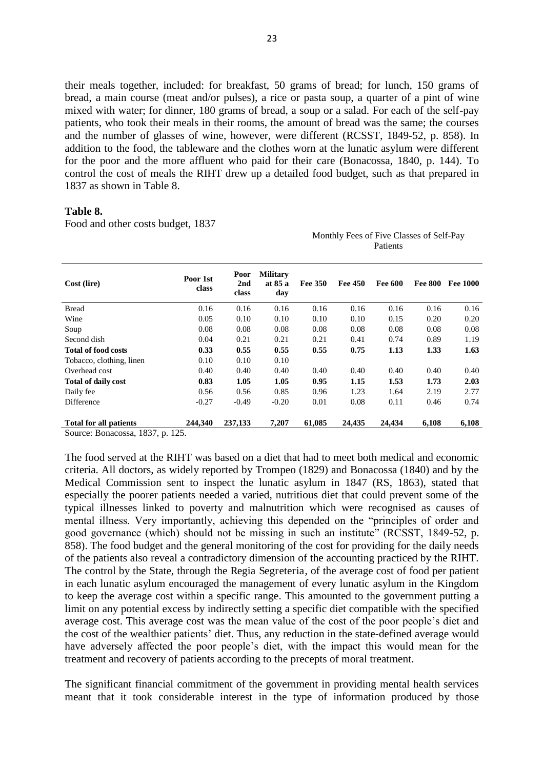their meals together, included: for breakfast, 50 grams of bread; for lunch, 150 grams of bread, a main course (meat and/or pulses), a rice or pasta soup, a quarter of a pint of wine mixed with water; for dinner, 180 grams of bread, a soup or a salad. For each of the self-pay patients, who took their meals in their rooms, the amount of bread was the same; the courses and the number of glasses of wine, however, were different (RCSST, 1849-52, p. 858). In addition to the food, the tableware and the clothes worn at the lunatic asylum were different for the poor and the more affluent who paid for their care (Bonacossa, 1840, p. 144). To control the cost of meals the RIHT drew up a detailed food budget, such as that prepared in 1837 as shown in Table 8.

**Table 8.**

Food and other costs budget, 1837

| | | | | Monthly Fees of Five Classes of Self-Pay Patients | | | | |
|---|---|---|---|---|---|---|---|---|
| **Cost (lire)** | **Poor 1st class** | **Poor 2nd class** | **Military at 85 a day** | **Fee 350** | **Fee 450** | **Fee 600** | **Fee 800** | **Fee 1000** |
| Bread | 0.16 | 0.16 | 0.16 | 0.16 | 0.16 | 0.16 | 0.16 | 0.16 |
| Wine | 0.05 | 0.10 | 0.10 | 0.10 | 0.10 | 0.15 | 0.20 | 0.20 |
| Soup | 0.08 | 0.08 | 0.08 | 0.08 | 0.08 | 0.08 | 0.08 | 0.08 |
| Second dish | 0.04 | 0.21 | 0.21 | 0.21 | 0.41 | 0.74 | 0.89 | 1.19 |
| **Total of food costs** | **0.33** | **0.55** | **0.55** | **0.55** | **0.75** | **1.13** | **1.33** | **1.63** |
| Tobacco, clothing, linen | 0.10 | 0.10 | 0.10 | | | | | |
| Overhead cost | 0.40 | 0.40 | 0.40 | 0.40 | 0.40 | 0.40 | 0.40 | 0.40 |
| **Total of daily cost** | **0.83** | **1.05** | **1.05** | **0.95** | **1.15** | **1.53** | **1.73** | **2.03** |
| Daily fee | 0.56 | 0.56 | 0.85 | 0.96 | 1.23 | 1.64 | 2.19 | 2.77 |
| Difference | -0.27 | -0.49 | -0.20 | 0.01 | 0.08 | 0.11 | 0.46 | 0.74 |
| **Total for all patients** | **244,340** | **237,133** | **7,207** | **61,085** | **24,435** | **24,434** | **6,108** | **6,108** |

Source: Bonacossa, 1837, p. 125.

The food served at the RIHT was based on a diet that had to meet both medical and economic criteria. All doctors, as widely reported by Trompeo (1829) and Bonacossa (1840) and by the Medical Commission sent to inspect the lunatic asylum in 1847 (RS, 1863), stated that especially the poorer patients needed a varied, nutritious diet that could prevent some of the typical illnesses linked to poverty and malnutrition which were recognised as causes of mental illness. Very importantly, achieving this depended on the "principles of order and good governance (which) should not be missing in such an institute" (RCSST, 1849-52, p. 858). The food budget and the general monitoring of the cost for providing for the daily needs of the patients also reveal a contradictory dimension of the accounting practiced by the RIHT. The control by the State, through the Regia Segreteria, of the average cost of food per patient in each lunatic asylum encouraged the management of every lunatic asylum in the Kingdom to keep the average cost within a specific range. This amounted to the government putting a limit on any potential excess by indirectly setting a specific diet compatible with the specified average cost. This average cost was the mean value of the cost of the poor people's diet and the cost of the wealthier patients' diet. Thus, any reduction in the state-defined average would have adversely affected the poor people's diet, with the impact this would mean for the treatment and recovery of patients according to the precepts of moral treatment.

The significant financial commitment of the government in providing mental health services meant that it took considerable interest in the type of information produced by those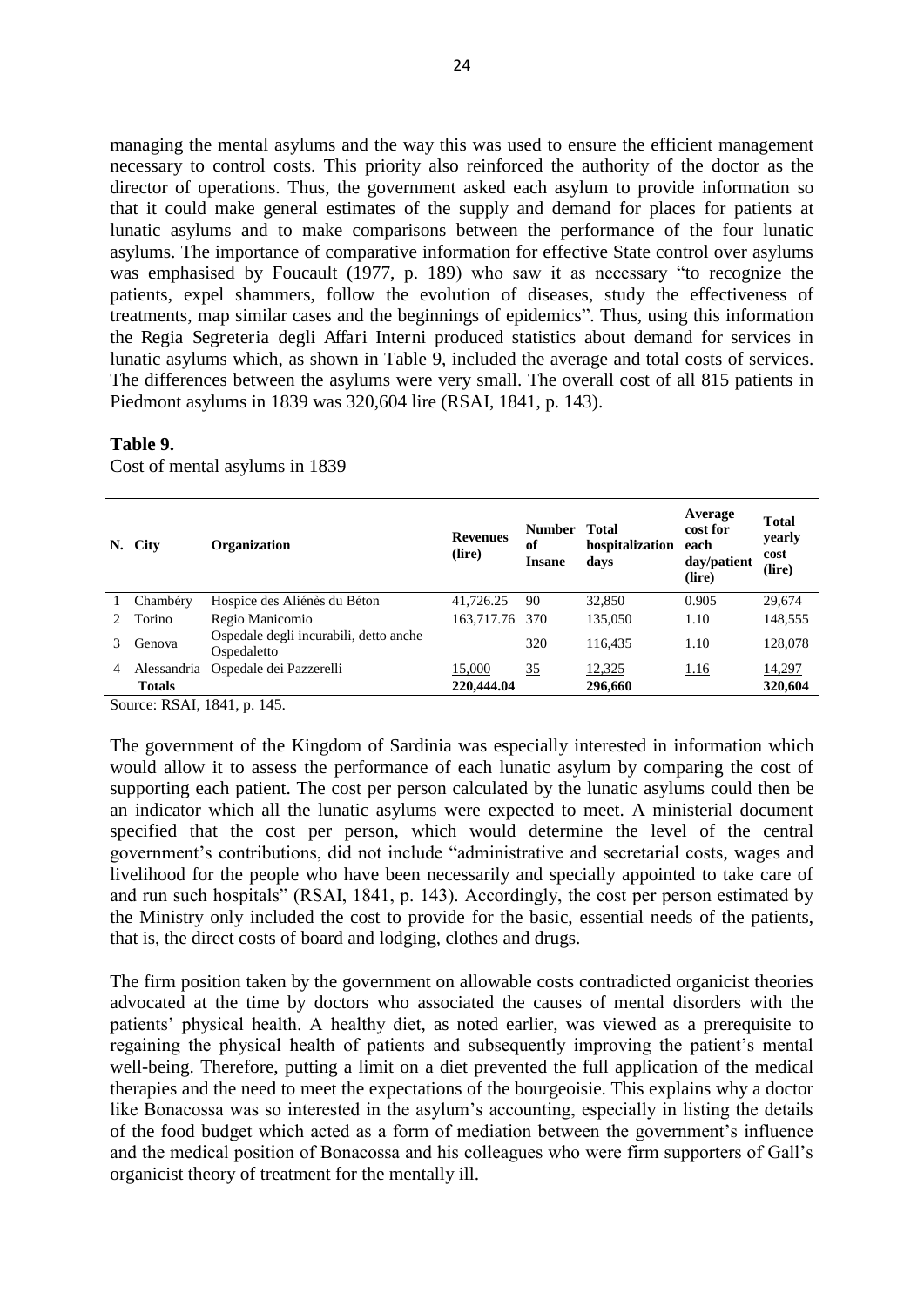managing the mental asylums and the way this was used to ensure the efficient management necessary to control costs. This priority also reinforced the authority of the doctor as the director of operations. Thus, the government asked each asylum to provide information so that it could make general estimates of the supply and demand for places for patients at lunatic asylums and to make comparisons between the performance of the four lunatic asylums. The importance of comparative information for effective State control over asylums was emphasised by Foucault (1977, p. 189) who saw it as necessary "to recognize the patients, expel shammers, follow the evolution of diseases, study the effectiveness of treatments, map similar cases and the beginnings of epidemics". Thus, using this information the Regia Segreteria degli Affari Interni produced statistics about demand for services in lunatic asylums which, as shown in Table 9, included the average and total costs of services. The differences between the asylums were very small. The overall cost of all 815 patients in Piedmont asylums in 1839 was 320,604 lire (RSAI, 1841, p. 143).

**Table 9.**

Cost of mental asylums in 1839

| N. | City | Organization | Revenues (lire) | Number of Insane | Total hospitalization days | Average cost for each day/patient (lire) | Total yearly cost (lire) |
|---|---|---|---|---|---|---|---|
| 1 | Chambéry | Hospice des Aliénès du Béton | 41,726.25 | 90 | 32,850 | 0.905 | 29,674 |
| 2 | Torino | Regio Manicomio | 163,717.76 | 370 | 135,050 | 1.10 | 148,555 |
| 3 | Genova | Ospedale degli incurabili, detto anche Ospedaletto | | 320 | 116,435 | 1.10 | 128,078 |
| 4 | Alessandria | Ospedale dei Pazzerelli | 15,000 | 35 | 12,325 | 1.16 | 14,297 |
| | **Totals** | | **220,444.04** | | **296,660** | | **320,604** |

Source: RSAI, 1841, p. 145.

The government of the Kingdom of Sardinia was especially interested in information which would allow it to assess the performance of each lunatic asylum by comparing the cost of supporting each patient. The cost per person calculated by the lunatic asylums could then be an indicator which all the lunatic asylums were expected to meet. A ministerial document specified that the cost per person, which would determine the level of the central government's contributions, did not include "administrative and secretarial costs, wages and livelihood for the people who have been necessarily and specially appointed to take care of and run such hospitals" (RSAI, 1841, p. 143). Accordingly, the cost per person estimated by the Ministry only included the cost to provide for the basic, essential needs of the patients, that is, the direct costs of board and lodging, clothes and drugs.

The firm position taken by the government on allowable costs contradicted organicist theories advocated at the time by doctors who associated the causes of mental disorders with the patients' physical health. A healthy diet, as noted earlier, was viewed as a prerequisite to regaining the physical health of patients and subsequently improving the patient's mental well-being. Therefore, putting a limit on a diet prevented the full application of the medical therapies and the need to meet the expectations of the bourgeoisie. This explains why a doctor like Bonacossa was so interested in the asylum's accounting, especially in listing the details of the food budget which acted as a form of mediation between the government's influence and the medical position of Bonacossa and his colleagues who were firm supporters of Gall's organicist theory of treatment for the mentally ill.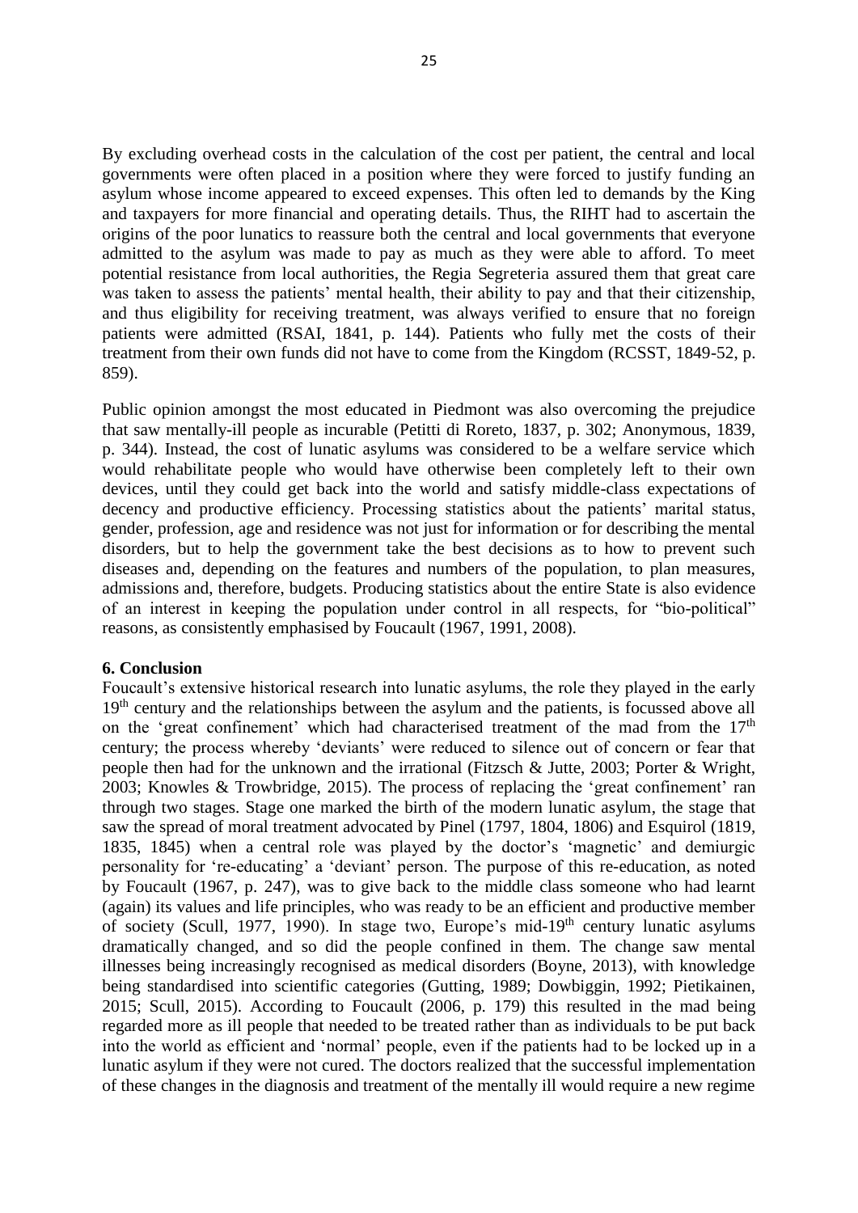By excluding overhead costs in the calculation of the cost per patient, the central and local governments were often placed in a position where they were forced to justify funding an asylum whose income appeared to exceed expenses. This often led to demands by the King and taxpayers for more financial and operating details. Thus, the RIHT had to ascertain the origins of the poor lunatics to reassure both the central and local governments that everyone admitted to the asylum was made to pay as much as they were able to afford. To meet potential resistance from local authorities, the Regia Segreteria assured them that great care was taken to assess the patients' mental health, their ability to pay and that their citizenship, and thus eligibility for receiving treatment, was always verified to ensure that no foreign patients were admitted (RSAI, 1841, p. 144). Patients who fully met the costs of their treatment from their own funds did not have to come from the Kingdom (RCSST, 1849-52, p. 859).

Public opinion amongst the most educated in Piedmont was also overcoming the prejudice that saw mentally-ill people as incurable (Petitti di Roreto, 1837, p. 302; Anonymous, 1839, p. 344). Instead, the cost of lunatic asylums was considered to be a welfare service which would rehabilitate people who would have otherwise been completely left to their own devices, until they could get back into the world and satisfy middle-class expectations of decency and productive efficiency. Processing statistics about the patients' marital status, gender, profession, age and residence was not just for information or for describing the mental disorders, but to help the government take the best decisions as to how to prevent such diseases and, depending on the features and numbers of the population, to plan measures, admissions and, therefore, budgets. Producing statistics about the entire State is also evidence of an interest in keeping the population under control in all respects, for "bio-political" reasons, as consistently emphasised by Foucault (1967, 1991, 2008).

## 6. Conclusion

Foucault's extensive historical research into lunatic asylums, the role they played in the early 19th century and the relationships between the asylum and the patients, is focussed above all on the 'great confinement' which had characterised treatment of the mad from the 17th century; the process whereby 'deviants' were reduced to silence out of concern or fear that people then had for the unknown and the irrational (Fitzsch & Jutte, 2003; Porter & Wright, 2003; Knowles & Trowbridge, 2015). The process of replacing the 'great confinement' ran through two stages. Stage one marked the birth of the modern lunatic asylum, the stage that saw the spread of moral treatment advocated by Pinel (1797, 1804, 1806) and Esquirol (1819, 1835, 1845) when a central role was played by the doctor's 'magnetic' and demiurgic personality for 're-educating' a 'deviant' person. The purpose of this re-education, as noted by Foucault (1967, p. 247), was to give back to the middle class someone who had learnt (again) its values and life principles, who was ready to be an efficient and productive member of society (Scull, 1977, 1990). In stage two, Europe's mid-19th century lunatic asylums dramatically changed, and so did the people confined in them. The change saw mental illnesses being increasingly recognised as medical disorders (Boyne, 2013), with knowledge being standardised into scientific categories (Gutting, 1989; Dowbiggin, 1992; Pietikainen, 2015; Scull, 2015). According to Foucault (2006, p. 179) this resulted in the mad being regarded more as ill people that needed to be treated rather than as individuals to be put back into the world as efficient and 'normal' people, even if the patients had to be locked up in a lunatic asylum if they were not cured. The doctors realized that the successful implementation of these changes in the diagnosis and treatment of the mentally ill would require a new regime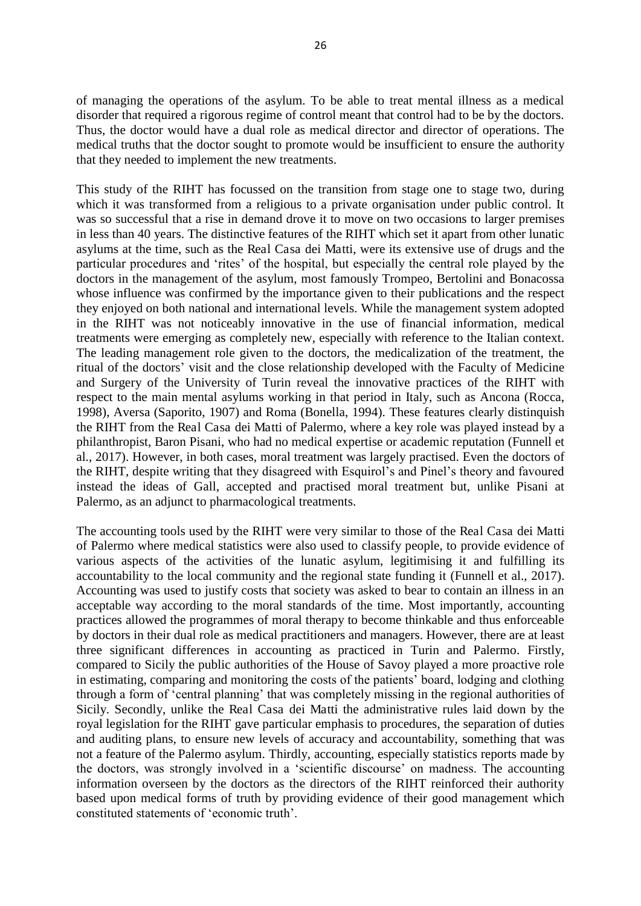of managing the operations of the asylum. To be able to treat mental illness as a medical disorder that required a rigorous regime of control meant that control had to be by the doctors. Thus, the doctor would have a dual role as medical director and director of operations. The medical truths that the doctor sought to promote would be insufficient to ensure the authority that they needed to implement the new treatments.

This study of the RIHT has focussed on the transition from stage one to stage two, during which it was transformed from a religious to a private organisation under public control. It was so successful that a rise in demand drove it to move on two occasions to larger premises in less than 40 years. The distinctive features of the RIHT which set it apart from other lunatic asylums at the time, such as the Real Casa dei Matti, were its extensive use of drugs and the particular procedures and 'rites' of the hospital, but especially the central role played by the doctors in the management of the asylum, most famously Trompeo, Bertolini and Bonacossa whose influence was confirmed by the importance given to their publications and the respect they enjoyed on both national and international levels. While the management system adopted in the RIHT was not noticeably innovative in the use of financial information, medical treatments were emerging as completely new, especially with reference to the Italian context. The leading management role given to the doctors, the medicalization of the treatment, the ritual of the doctors' visit and the close relationship developed with the Faculty of Medicine and Surgery of the University of Turin reveal the innovative practices of the RIHT with respect to the main mental asylums working in that period in Italy, such as Ancona (Rocca, 1998), Aversa (Saporito, 1907) and Roma (Bonella, 1994). These features clearly distinquish the RIHT from the Real Casa dei Matti of Palermo, where a key role was played instead by a philanthropist, Baron Pisani, who had no medical expertise or academic reputation (Funnell et al., 2017). However, in both cases, moral treatment was largely practised. Even the doctors of the RIHT, despite writing that they disagreed with Esquirol's and Pinel's theory and favoured instead the ideas of Gall, accepted and practised moral treatment but, unlike Pisani at Palermo, as an adjunct to pharmacological treatments.

The accounting tools used by the RIHT were very similar to those of the Real Casa dei Matti of Palermo where medical statistics were also used to classify people, to provide evidence of various aspects of the activities of the lunatic asylum, legitimising it and fulfilling its accountability to the local community and the regional state funding it (Funnell et al., 2017). Accounting was used to justify costs that society was asked to bear to contain an illness in an acceptable way according to the moral standards of the time. Most importantly, accounting practices allowed the programmes of moral therapy to become thinkable and thus enforceable by doctors in their dual role as medical practitioners and managers. However, there are at least three significant differences in accounting as practiced in Turin and Palermo. Firstly, compared to Sicily the public authorities of the House of Savoy played a more proactive role in estimating, comparing and monitoring the costs of the patients' board, lodging and clothing through a form of 'central planning' that was completely missing in the regional authorities of Sicily. Secondly, unlike the Real Casa dei Matti the administrative rules laid down by the royal legislation for the RIHT gave particular emphasis to procedures, the separation of duties and auditing plans, to ensure new levels of accuracy and accountability, something that was not a feature of the Palermo asylum. Thirdly, accounting, especially statistics reports made by the doctors, was strongly involved in a 'scientific discourse' on madness. The accounting information overseen by the doctors as the directors of the RIHT reinforced their authority based upon medical forms of truth by providing evidence of their good management which constituted statements of 'economic truth'.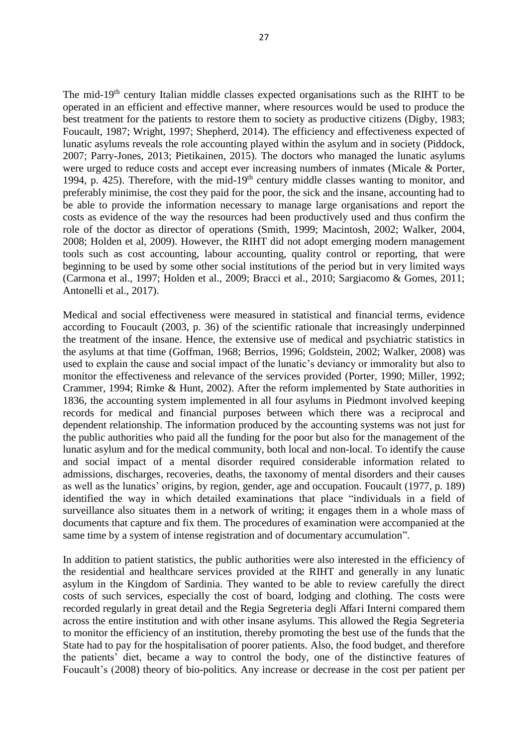The mid-19th century Italian middle classes expected organisations such as the RIHT to be operated in an efficient and effective manner, where resources would be used to produce the best treatment for the patients to restore them to society as productive citizens (Digby, 1983; Foucault, 1987; Wright, 1997; Shepherd, 2014). The efficiency and effectiveness expected of lunatic asylums reveals the role accounting played within the asylum and in society (Piddock, 2007; Parry-Jones, 2013; Pietikainen, 2015). The doctors who managed the lunatic asylums were urged to reduce costs and accept ever increasing numbers of inmates (Micale & Porter, 1994, p. 425). Therefore, with the mid-19th century middle classes wanting to monitor, and preferably minimise, the cost they paid for the poor, the sick and the insane, accounting had to be able to provide the information necessary to manage large organisations and report the costs as evidence of the way the resources had been productively used and thus confirm the role of the doctor as director of operations (Smith, 1999; Macintosh, 2002; Walker, 2004, 2008; Holden et al, 2009). However, the RIHT did not adopt emerging modern management tools such as cost accounting, labour accounting, quality control or reporting, that were beginning to be used by some other social institutions of the period but in very limited ways (Carmona et al., 1997; Holden et al., 2009; Bracci et al., 2010; Sargiacomo & Gomes, 2011; Antonelli et al., 2017).

Medical and social effectiveness were measured in statistical and financial terms, evidence according to Foucault (2003, p. 36) of the scientific rationale that increasingly underpinned the treatment of the insane. Hence, the extensive use of medical and psychiatric statistics in the asylums at that time (Goffman, 1968; Berrios, 1996; Goldstein, 2002; Walker, 2008) was used to explain the cause and social impact of the lunatic's deviancy or immorality but also to monitor the effectiveness and relevance of the services provided (Porter, 1990; Miller, 1992; Crammer, 1994; Rimke & Hunt, 2002). After the reform implemented by State authorities in 1836, the accounting system implemented in all four asylums in Piedmont involved keeping records for medical and financial purposes between which there was a reciprocal and dependent relationship. The information produced by the accounting systems was not just for the public authorities who paid all the funding for the poor but also for the management of the lunatic asylum and for the medical community, both local and non-local. To identify the cause and social impact of a mental disorder required considerable information related to admissions, discharges, recoveries, deaths, the taxonomy of mental disorders and their causes as well as the lunatics' origins, by region, gender, age and occupation. Foucault (1977, p. 189) identified the way in which detailed examinations that place "individuals in a field of surveillance also situates them in a network of writing; it engages them in a whole mass of documents that capture and fix them. The procedures of examination were accompanied at the same time by a system of intense registration and of documentary accumulation".

In addition to patient statistics, the public authorities were also interested in the efficiency of the residential and healthcare services provided at the RIHT and generally in any lunatic asylum in the Kingdom of Sardinia. They wanted to be able to review carefully the direct costs of such services, especially the cost of board, lodging and clothing. The costs were recorded regularly in great detail and the Regia Segreteria degli Affari Interni compared them across the entire institution and with other insane asylums. This allowed the Regia Segreteria to monitor the efficiency of an institution, thereby promoting the best use of the funds that the State had to pay for the hospitalisation of poorer patients. Also, the food budget, and therefore the patients' diet, became a way to control the body, one of the distinctive features of Foucault's (2008) theory of bio-politics. Any increase or decrease in the cost per patient per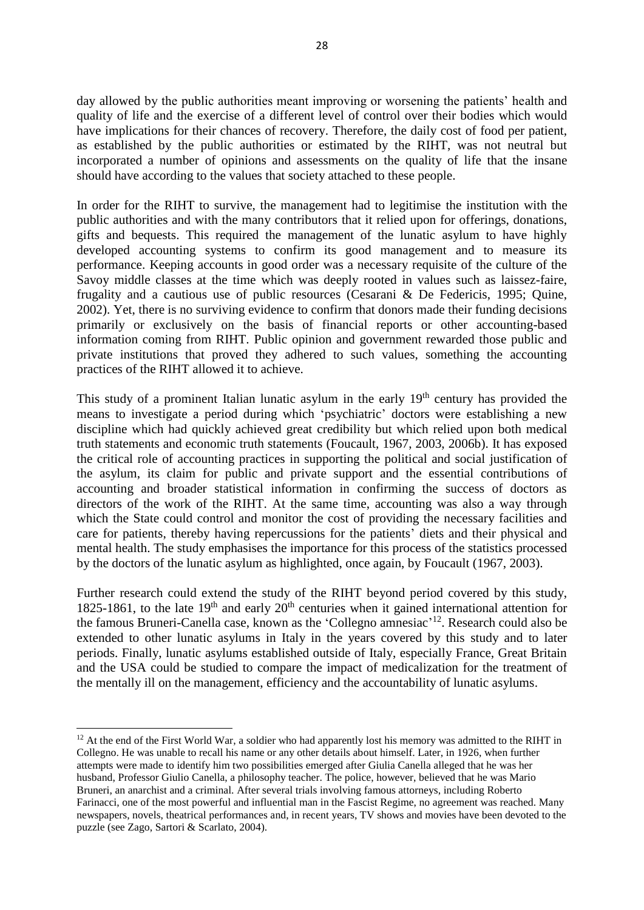day allowed by the public authorities meant improving or worsening the patients' health and quality of life and the exercise of a different level of control over their bodies which would have implications for their chances of recovery. Therefore, the daily cost of food per patient, as established by the public authorities or estimated by the RIHT, was not neutral but incorporated a number of opinions and assessments on the quality of life that the insane should have according to the values that society attached to these people.

In order for the RIHT to survive, the management had to legitimise the institution with the public authorities and with the many contributors that it relied upon for offerings, donations, gifts and bequests. This required the management of the lunatic asylum to have highly developed accounting systems to confirm its good management and to measure its performance. Keeping accounts in good order was a necessary requisite of the culture of the Savoy middle classes at the time which was deeply rooted in values such as laissez-faire, frugality and a cautious use of public resources (Cesarani & De Federicis, 1995; Quine, 2002). Yet, there is no surviving evidence to confirm that donors made their funding decisions primarily or exclusively on the basis of financial reports or other accounting-based information coming from RIHT. Public opinion and government rewarded those public and private institutions that proved they adhered to such values, something the accounting practices of the RIHT allowed it to achieve.

This study of a prominent Italian lunatic asylum in the early 19th century has provided the means to investigate a period during which 'psychiatric' doctors were establishing a new discipline which had quickly achieved great credibility but which relied upon both medical truth statements and economic truth statements (Foucault, 1967, 2003, 2006b). It has exposed the critical role of accounting practices in supporting the political and social justification of the asylum, its claim for public and private support and the essential contributions of accounting and broader statistical information in confirming the success of doctors as directors of the work of the RIHT. At the same time, accounting was also a way through which the State could control and monitor the cost of providing the necessary facilities and care for patients, thereby having repercussions for the patients' diets and their physical and mental health. The study emphasises the importance for this process of the statistics processed by the doctors of the lunatic asylum as highlighted, once again, by Foucault (1967, 2003).

Further research could extend the study of the RIHT beyond period covered by this study, 1825-1861, to the late 19th and early 20th centuries when it gained international attention for the famous Bruneri-Canella case, known as the 'Collegno amnesiac'[12]. Research could also be extended to other lunatic asylums in Italy in the years covered by this study and to later periods. Finally, lunatic asylums established outside of Italy, especially France, Great Britain and the USA could be studied to compare the impact of medicalization for the treatment of the mentally ill on the management, efficiency and the accountability of lunatic asylums.

[12] At the end of the First World War, a soldier who had apparently lost his memory was admitted to the RIHT in Collegno. He was unable to recall his name or any other details about himself. Later, in 1926, when further attempts were made to identify him two possibilities emerged after Giulia Canella alleged that he was her husband, Professor Giulio Canella, a philosophy teacher. The police, however, believed that he was Mario Bruneri, an anarchist and a criminal. After several trials involving famous attorneys, including Roberto Farinacci, one of the most powerful and influential man in the Fascist Regime, no agreement was reached. Many newspapers, novels, theatrical performances and, in recent years, TV shows and movies have been devoted to the puzzle (see Zago, Sartori & Scarlato, 2004).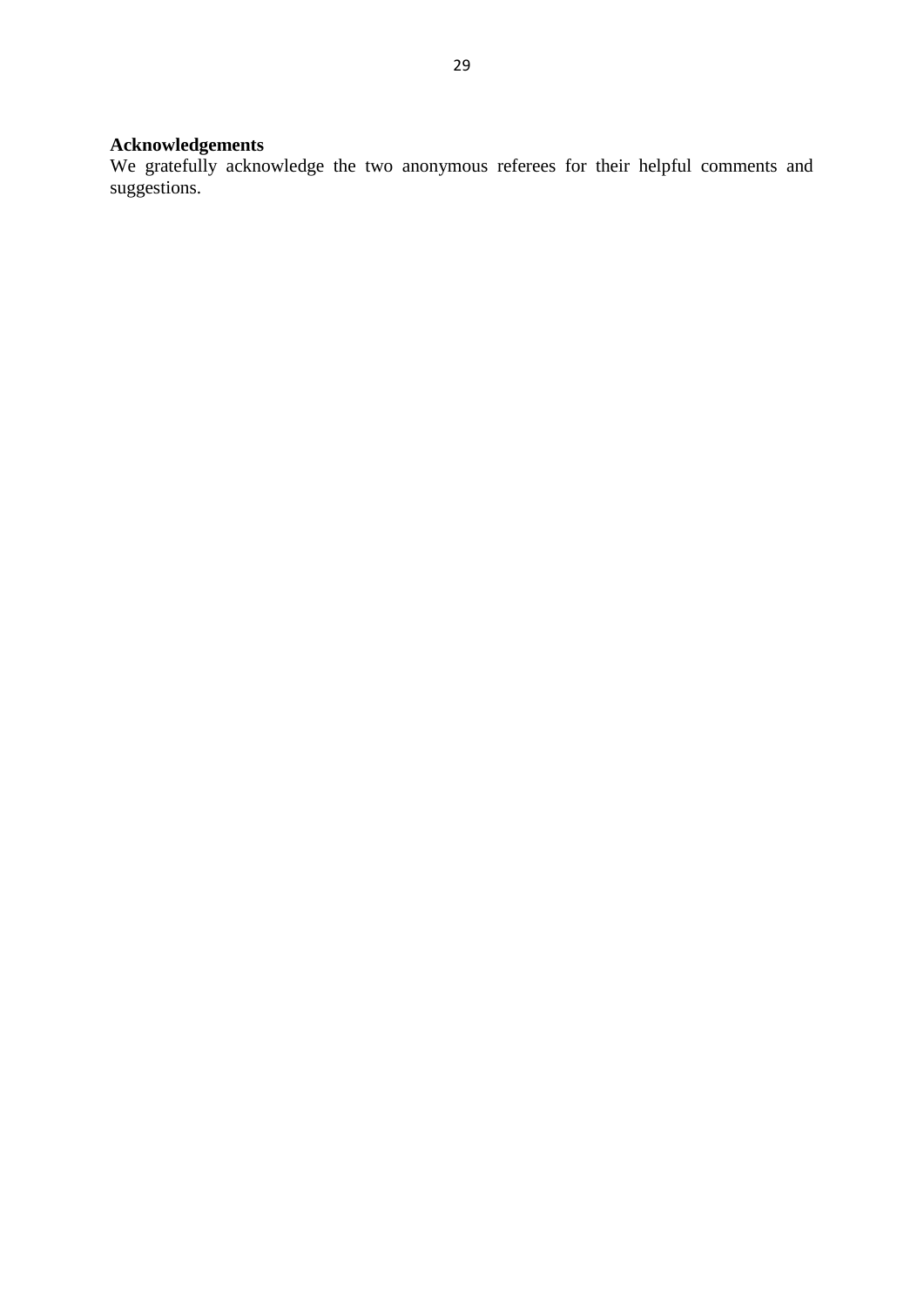## Acknowledgements

We gratefully acknowledge the two anonymous referees for their helpful comments and suggestions.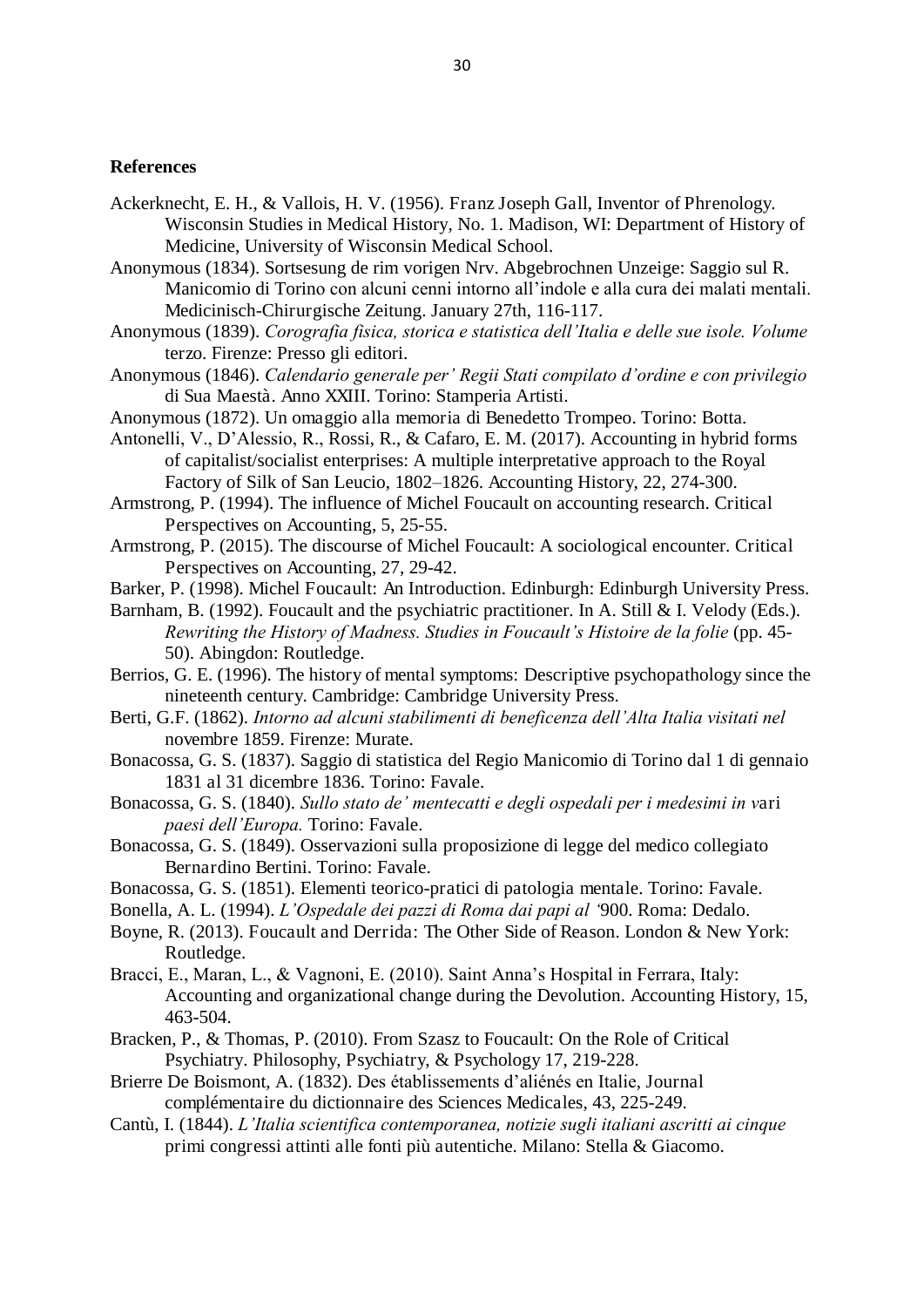## References

Ackerknecht, E. H., & Vallois, H. V. (1956). Franz Joseph Gall, Inventor of Phrenology. Wisconsin Studies in Medical History, No. 1. Madison, WI: Department of History of Medicine, University of Wisconsin Medical School.

Anonymous (1834). Sortsesung de rim vorigen Nrv. Abgebrochnen Unzeige: Saggio sul R. Manicomio di Torino con alcuni cenni intorno all'indole e alla cura dei malati mentali. Medicinisch-Chirurgische Zeitung. January 27th, 116-117.

Anonymous (1839). *Corografia fisica, storica e statistica dell'Italia e delle sue isole. Volume* terzo. Firenze: Presso gli editori.

Anonymous (1846). *Calendario generale per' Regii Stati compilato d'ordine e con privilegio* di Sua Maestà. Anno XXIII. Torino: Stamperia Artisti.

Anonymous (1872). Un omaggio alla memoria di Benedetto Trompeo. Torino: Botta.

Antonelli, V., D'Alessio, R., Rossi, R., & Cafaro, E. M. (2017). Accounting in hybrid forms of capitalist/socialist enterprises: A multiple interpretative approach to the Royal Factory of Silk of San Leucio, 1802–1826. Accounting History, 22, 274-300.

Armstrong, P. (1994). The influence of Michel Foucault on accounting research. Critical Perspectives on Accounting, 5, 25-55.

Armstrong, P. (2015). The discourse of Michel Foucault: A sociological encounter. Critical Perspectives on Accounting, 27, 29-42.

Barker, P. (1998). Michel Foucault: An Introduction. Edinburgh: Edinburgh University Press.

Barnham, B. (1992). Foucault and the psychiatric practitioner. In A. Still & I. Velody (Eds.). *Rewriting the History of Madness. Studies in Foucault's Histoire de la folie* (pp. 45-50). Abingdon: Routledge.

Berrios, G. E. (1996). The history of mental symptoms: Descriptive psychopathology since the nineteenth century. Cambridge: Cambridge University Press.

Berti, G.F. (1862). *Intorno ad alcuni stabilimenti di beneficenza dell'Alta Italia visitati nel* novembre 1859. Firenze: Murate.

Bonacossa, G. S. (1837). Saggio di statistica del Regio Manicomio di Torino dal 1 di gennaio 1831 al 31 dicembre 1836. Torino: Favale.

Bonacossa, G. S. (1840). *Sullo stato de' mentecatti e degli ospedali per i medesimi in v*ari *paesi dell'Europa.* Torino: Favale.

Bonacossa, G. S. (1849). Osservazioni sulla proposizione di legge del medico collegiato Bernardino Bertini. Torino: Favale.

Bonacossa, G. S. (1851). Elementi teorico-pratici di patologia mentale. Torino: Favale.

Bonella, A. L. (1994). *L'Ospedale dei pazzi di Roma dai papi al '*900. Roma: Dedalo.

Boyne, R. (2013). Foucault and Derrida: The Other Side of Reason. London & New York: Routledge.

Bracci, E., Maran, L., & Vagnoni, E. (2010). Saint Anna's Hospital in Ferrara, Italy: Accounting and organizational change during the Devolution. Accounting History, 15, 463-504.

Bracken, P., & Thomas, P. (2010). From Szasz to Foucault: On the Role of Critical Psychiatry. Philosophy, Psychiatry, & Psychology 17, 219-228.

Brierre De Boismont, A. (1832). Des établissements d'aliénés en Italie, Journal complémentaire du dictionnaire des Sciences Medicales, 43, 225-249.

Cantù, I. (1844). *L'Italia scientifica contemporanea, notizie sugli italiani ascritti ai cinque* primi congressi attinti alle fonti più autentiche. Milano: Stella & Giacomo.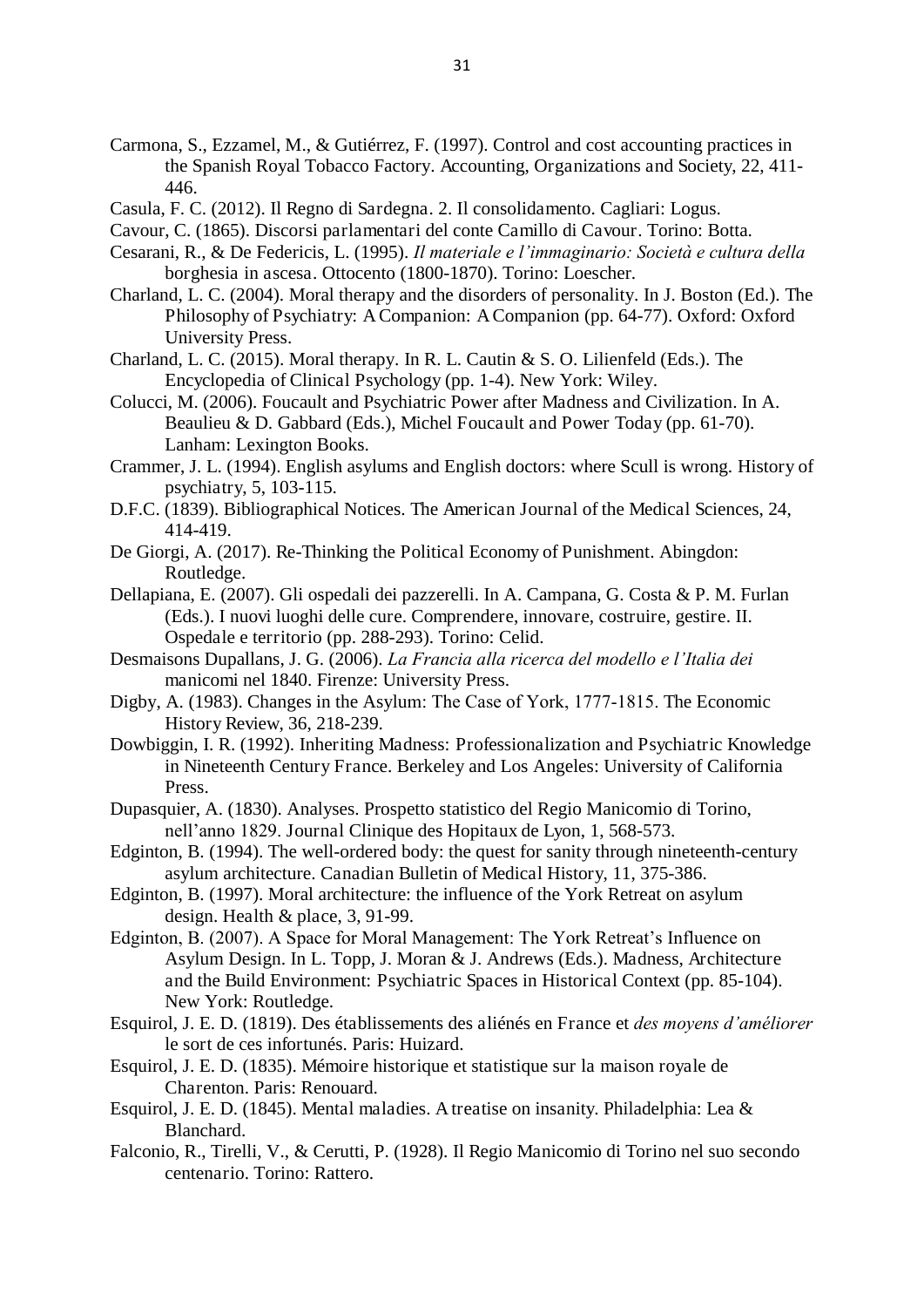Carmona, S., Ezzamel, M., & Gutiérrez, F. (1997). Control and cost accounting practices in the Spanish Royal Tobacco Factory. Accounting, Organizations and Society, 22, 411-446.

Casula, F. C. (2012). Il Regno di Sardegna. 2. Il consolidamento. Cagliari: Logus.

Cavour, C. (1865). Discorsi parlamentari del conte Camillo di Cavour. Torino: Botta.

Cesarani, R., & De Federicis, L. (1995). *Il materiale e l'immaginario: Società e cultura della* borghesia in ascesa. Ottocento (1800-1870). Torino: Loescher.

Charland, L. C. (2004). Moral therapy and the disorders of personality. In J. Boston (Ed.). The Philosophy of Psychiatry: A Companion: A Companion (pp. 64-77). Oxford: Oxford University Press.

Charland, L. C. (2015). Moral therapy. In R. L. Cautin & S. O. Lilienfeld (Eds.). The Encyclopedia of Clinical Psychology (pp. 1-4). New York: Wiley.

Colucci, M. (2006). Foucault and Psychiatric Power after Madness and Civilization. In A. Beaulieu & D. Gabbard (Eds.), Michel Foucault and Power Today (pp. 61-70). Lanham: Lexington Books.

Crammer, J. L. (1994). English asylums and English doctors: where Scull is wrong. History of psychiatry, 5, 103-115.

D.F.C. (1839). Bibliographical Notices. The American Journal of the Medical Sciences, 24, 414-419.

De Giorgi, A. (2017). Re-Thinking the Political Economy of Punishment. Abingdon: Routledge.

Dellapiana, E. (2007). Gli ospedali dei pazzerelli. In A. Campana, G. Costa & P. M. Furlan (Eds.). I nuovi luoghi delle cure. Comprendere, innovare, costruire, gestire. II. Ospedale e territorio (pp. 288-293). Torino: Celid.

Desmaisons Dupallans, J. G. (2006). *La Francia alla ricerca del modello e l'Italia dei* manicomi nel 1840. Firenze: University Press.

Digby, A. (1983). Changes in the Asylum: The Case of York, 1777-1815. The Economic History Review, 36, 218-239.

Dowbiggin, I. R. (1992). Inheriting Madness: Professionalization and Psychiatric Knowledge in Nineteenth Century France. Berkeley and Los Angeles: University of California Press.

Dupasquier, A. (1830). Analyses. Prospetto statistico del Regio Manicomio di Torino, nell'anno 1829. Journal Clinique des Hopitaux de Lyon, 1, 568-573.

Edginton, B. (1994). The well-ordered body: the quest for sanity through nineteenth-century asylum architecture. Canadian Bulletin of Medical History, 11, 375-386.

Edginton, B. (1997). Moral architecture: the influence of the York Retreat on asylum design. Health & place, 3, 91-99.

Edginton, B. (2007). A Space for Moral Management: The York Retreat's Influence on Asylum Design. In L. Topp, J. Moran & J. Andrews (Eds.). Madness, Architecture and the Build Environment: Psychiatric Spaces in Historical Context (pp. 85-104). New York: Routledge.

Esquirol, J. E. D. (1819). Des établissements des aliénés en France et *des moyens d'améliorer* le sort de ces infortunés. Paris: Huizard.

Esquirol, J. E. D. (1835). Mémoire historique et statistique sur la maison royale de Charenton. Paris: Renouard.

Esquirol, J. E. D. (1845). Mental maladies. A treatise on insanity. Philadelphia: Lea & Blanchard.

Falconio, R., Tirelli, V., & Cerutti, P. (1928). Il Regio Manicomio di Torino nel suo secondo centenario. Torino: Rattero.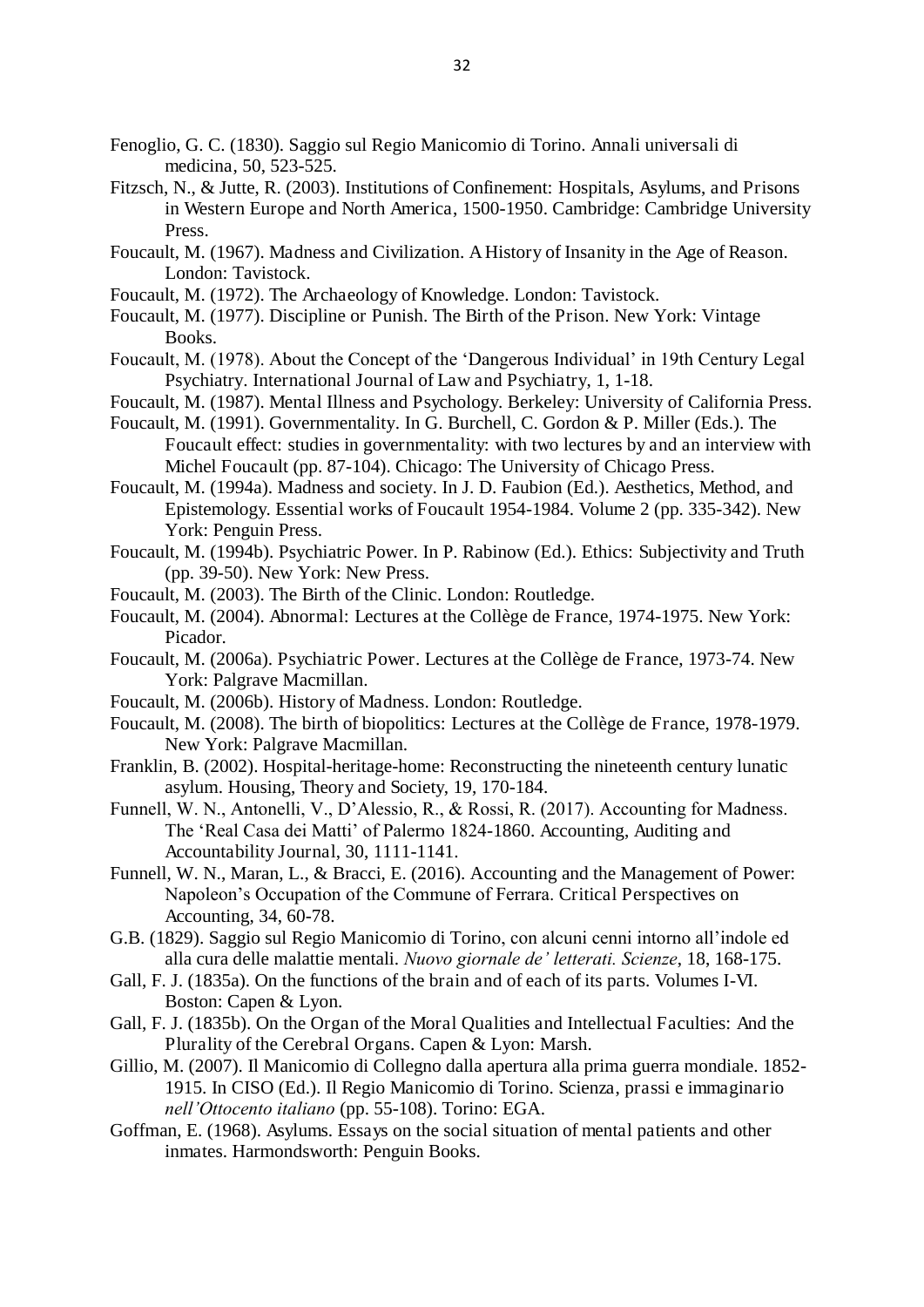Fenoglio, G. C. (1830). Saggio sul Regio Manicomio di Torino. Annali universali di medicina, 50, 523-525.

Fitzsch, N., & Jutte, R. (2003). Institutions of Confinement: Hospitals, Asylums, and Prisons in Western Europe and North America, 1500-1950. Cambridge: Cambridge University Press.

Foucault, M. (1967). Madness and Civilization. A History of Insanity in the Age of Reason. London: Tavistock.

Foucault, M. (1972). The Archaeology of Knowledge. London: Tavistock.

Foucault, M. (1977). Discipline or Punish. The Birth of the Prison. New York: Vintage Books.

Foucault, M. (1978). About the Concept of the 'Dangerous Individual' in 19th Century Legal Psychiatry. International Journal of Law and Psychiatry, 1, 1-18.

Foucault, M. (1987). Mental Illness and Psychology. Berkeley: University of California Press.

Foucault, M. (1991). Governmentality. In G. Burchell, C. Gordon & P. Miller (Eds.). The Foucault effect: studies in governmentality: with two lectures by and an interview with Michel Foucault (pp. 87-104). Chicago: The University of Chicago Press.

Foucault, M. (1994a). Madness and society. In J. D. Faubion (Ed.). Aesthetics, Method, and Epistemology. Essential works of Foucault 1954-1984. Volume 2 (pp. 335-342). New York: Penguin Press.

Foucault, M. (1994b). Psychiatric Power. In P. Rabinow (Ed.). Ethics: Subjectivity and Truth (pp. 39-50). New York: New Press.

Foucault, M. (2003). The Birth of the Clinic. London: Routledge.

Foucault, M. (2004). Abnormal: Lectures at the Collège de France, 1974-1975. New York: Picador.

Foucault, M. (2006a). Psychiatric Power. Lectures at the Collège de France, 1973-74. New York: Palgrave Macmillan.

Foucault, M. (2006b). History of Madness. London: Routledge.

Foucault, M. (2008). The birth of biopolitics: Lectures at the Collège de France, 1978-1979. New York: Palgrave Macmillan.

Franklin, B. (2002). Hospital-heritage-home: Reconstructing the nineteenth century lunatic asylum. Housing, Theory and Society, 19, 170-184.

Funnell, W. N., Antonelli, V., D'Alessio, R., & Rossi, R. (2017). Accounting for Madness. The 'Real Casa dei Matti' of Palermo 1824-1860. Accounting, Auditing and Accountability Journal, 30, 1111-1141.

Funnell, W. N., Maran, L., & Bracci, E. (2016). Accounting and the Management of Power: Napoleon's Occupation of the Commune of Ferrara. Critical Perspectives on Accounting, 34, 60-78.

G.B. (1829). Saggio sul Regio Manicomio di Torino, con alcuni cenni intorno all'indole ed alla cura delle malattie mentali. *Nuovo giornale de' letterati. Scienze*, 18, 168-175.

Gall, F. J. (1835a). On the functions of the brain and of each of its parts. Volumes I-VI. Boston: Capen & Lyon.

Gall, F. J. (1835b). On the Organ of the Moral Qualities and Intellectual Faculties: And the Plurality of the Cerebral Organs. Capen & Lyon: Marsh.

Gillio, M. (2007). Il Manicomio di Collegno dalla apertura alla prima guerra mondiale. 1852-1915. In CISO (Ed.). Il Regio Manicomio di Torino. Scienza, prassi e immaginario *nell'Ottocento italiano* (pp. 55-108). Torino: EGA.

Goffman, E. (1968). Asylums. Essays on the social situation of mental patients and other inmates. Harmondsworth: Penguin Books.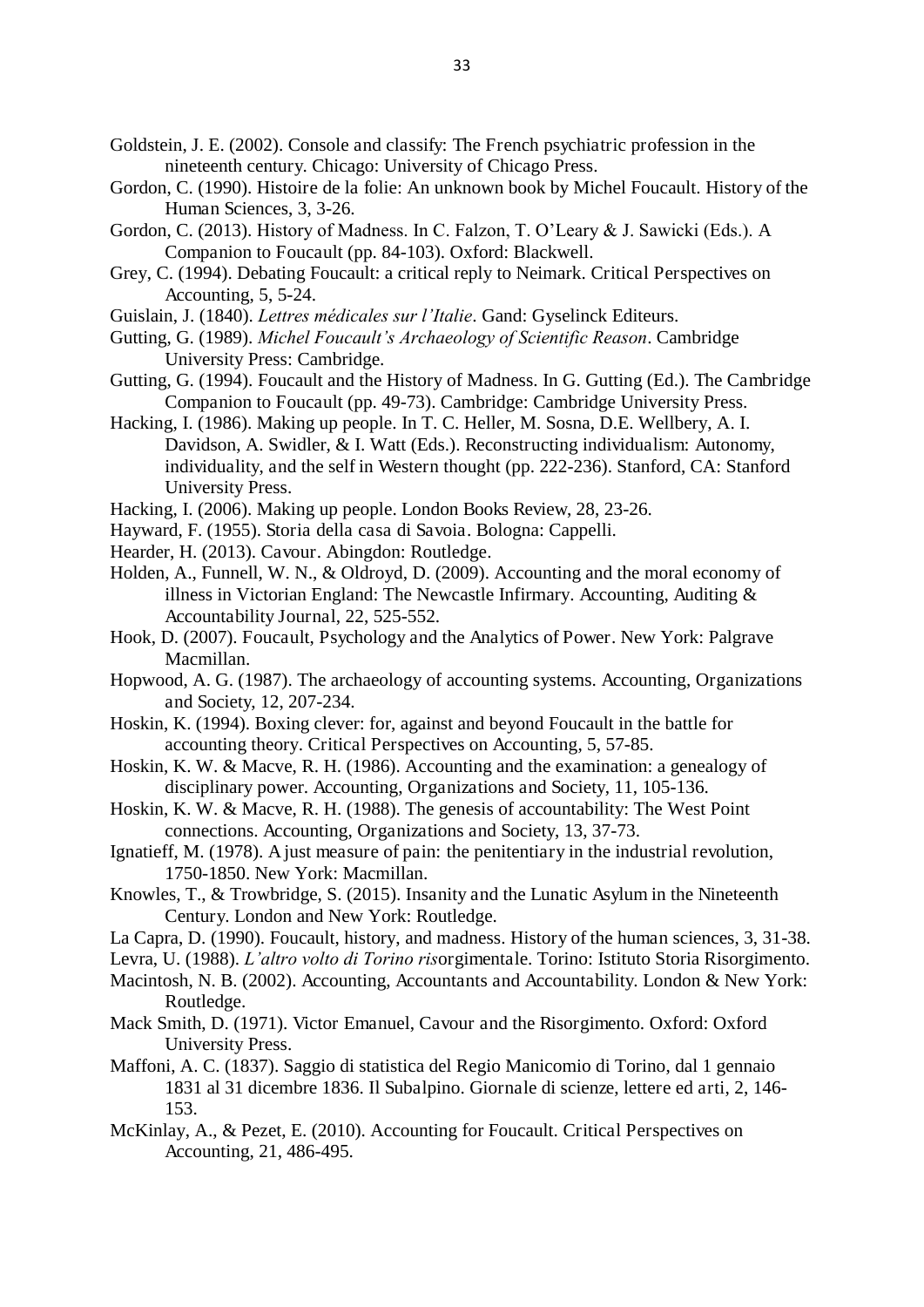Goldstein, J. E. (2002). Console and classify: The French psychiatric profession in the nineteenth century. Chicago: University of Chicago Press.

Gordon, C. (1990). Histoire de la folie: An unknown book by Michel Foucault. History of the Human Sciences, 3, 3-26.

Gordon, C. (2013). History of Madness. In C. Falzon, T. O'Leary & J. Sawicki (Eds.). A Companion to Foucault (pp. 84-103). Oxford: Blackwell.

Grey, C. (1994). Debating Foucault: a critical reply to Neimark. Critical Perspectives on Accounting, 5, 5-24.

Guislain, J. (1840). *Lettres médicales sur l'Italie*. Gand: Gyselinck Editeurs.

Gutting, G. (1989). *Michel Foucault's Archaeology of Scientific Reason*. Cambridge University Press: Cambridge.

Gutting, G. (1994). Foucault and the History of Madness. In G. Gutting (Ed.). The Cambridge Companion to Foucault (pp. 49-73). Cambridge: Cambridge University Press.

Hacking, I. (1986). Making up people. In T. C. Heller, M. Sosna, D.E. Wellbery, A. I. Davidson, A. Swidler, & I. Watt (Eds.). Reconstructing individualism: Autonomy, individuality, and the self in Western thought (pp. 222-236). Stanford, CA: Stanford University Press.

Hacking, I. (2006). Making up people. London Books Review, 28, 23-26.

Hayward, F. (1955). Storia della casa di Savoia. Bologna: Cappelli.

Hearder, H. (2013). Cavour. Abingdon: Routledge.

Holden, A., Funnell, W. N., & Oldroyd, D. (2009). Accounting and the moral economy of illness in Victorian England: The Newcastle Infirmary. Accounting, Auditing & Accountability Journal, 22, 525-552.

Hook, D. (2007). Foucault, Psychology and the Analytics of Power. New York: Palgrave Macmillan.

Hopwood, A. G. (1987). The archaeology of accounting systems. Accounting, Organizations and Society, 12, 207-234.

Hoskin, K. (1994). Boxing clever: for, against and beyond Foucault in the battle for accounting theory. Critical Perspectives on Accounting, 5, 57-85.

Hoskin, K. W. & Macve, R. H. (1986). Accounting and the examination: a genealogy of disciplinary power. Accounting, Organizations and Society, 11, 105-136.

Hoskin, K. W. & Macve, R. H. (1988). The genesis of accountability: The West Point connections. Accounting, Organizations and Society, 13, 37-73.

Ignatieff, M. (1978). A just measure of pain: the penitentiary in the industrial revolution, 1750-1850. New York: Macmillan.

Knowles, T., & Trowbridge, S. (2015). Insanity and the Lunatic Asylum in the Nineteenth Century. London and New York: Routledge.

La Capra, D. (1990). Foucault, history, and madness. History of the human sciences, 3, 31-38.

Levra, U. (1988). *L'altro volto di Torino ris*orgimentale. Torino: Istituto Storia Risorgimento.

Macintosh, N. B. (2002). Accounting, Accountants and Accountability. London & New York: Routledge.

Mack Smith, D. (1971). Victor Emanuel, Cavour and the Risorgimento. Oxford: Oxford University Press.

Maffoni, A. C. (1837). Saggio di statistica del Regio Manicomio di Torino, dal 1 gennaio 1831 al 31 dicembre 1836. Il Subalpino. Giornale di scienze, lettere ed arti, 2, 146-153.

McKinlay, A., & Pezet, E. (2010). Accounting for Foucault. Critical Perspectives on Accounting, 21, 486-495.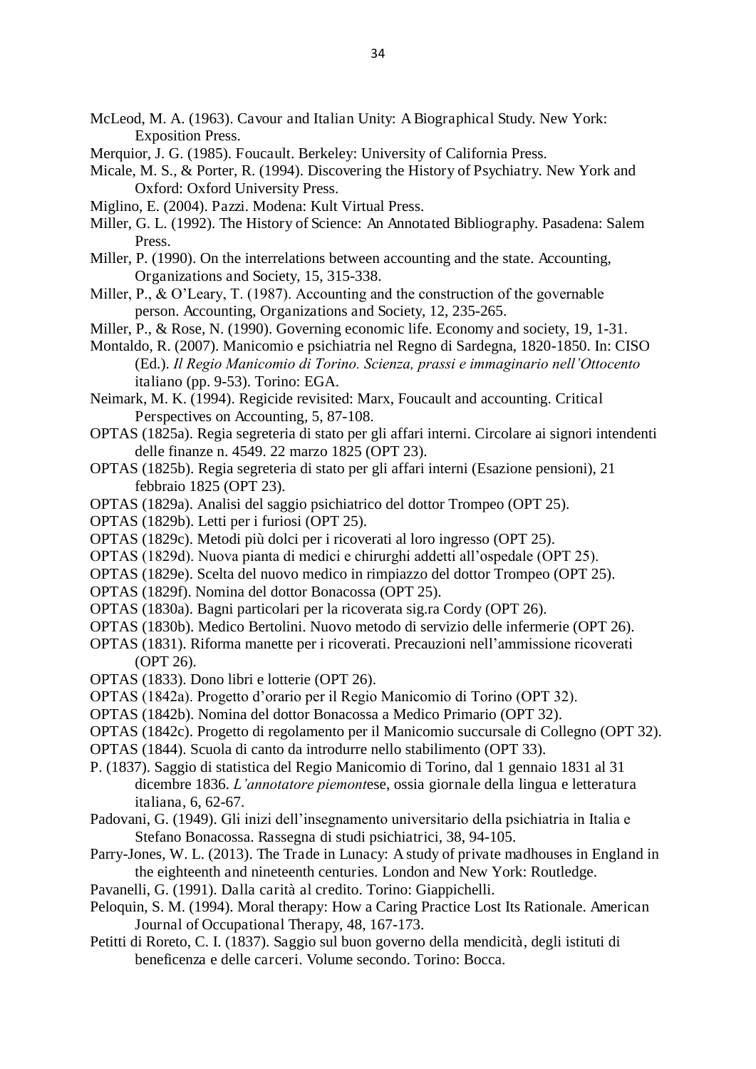McLeod, M. A. (1963). Cavour and Italian Unity: A Biographical Study. New York: Exposition Press.

Merquior, J. G. (1985). Foucault. Berkeley: University of California Press.

Micale, M. S., & Porter, R. (1994). Discovering the History of Psychiatry. New York and Oxford: Oxford University Press.

Miglino, E. (2004). Pazzi. Modena: Kult Virtual Press.

Miller, G. L. (1992). The History of Science: An Annotated Bibliography. Pasadena: Salem Press.

Miller, P. (1990). On the interrelations between accounting and the state. Accounting, Organizations and Society, 15, 315-338.

Miller, P., & O'Leary, T. (1987). Accounting and the construction of the governable person. Accounting, Organizations and Society, 12, 235-265.

Miller, P., & Rose, N. (1990). Governing economic life. Economy and society, 19, 1-31.

Montaldo, R. (2007). Manicomio e psichiatria nel Regno di Sardegna, 1820-1850. In: CISO (Ed.). *Il Regio Manicomio di Torino. Scienza, prassi e immaginario nell'Ottocento* italiano (pp. 9-53). Torino: EGA.

Neimark, M. K. (1994). Regicide revisited: Marx, Foucault and accounting. Critical Perspectives on Accounting, 5, 87-108.

OPTAS (1825a). Regia segreteria di stato per gli affari interni. Circolare ai signori intendenti delle finanze n. 4549. 22 marzo 1825 (OPT 23).

OPTAS (1825b). Regia segreteria di stato per gli affari interni (Esazione pensioni), 21 febbraio 1825 (OPT 23).

OPTAS (1829a). Analisi del saggio psichiatrico del dottor Trompeo (OPT 25).

OPTAS (1829b). Letti per i furiosi (OPT 25).

OPTAS (1829c). Metodi più dolci per i ricoverati al loro ingresso (OPT 25).

OPTAS (1829d). Nuova pianta di medici e chirurghi addetti all'ospedale (OPT 25).

OPTAS (1829e). Scelta del nuovo medico in rimpiazzo del dottor Trompeo (OPT 25).

OPTAS (1829f). Nomina del dottor Bonacossa (OPT 25).

OPTAS (1830a). Bagni particolari per la ricoverata sig.ra Cordy (OPT 26).

OPTAS (1830b). Medico Bertolini. Nuovo metodo di servizio delle infermerie (OPT 26).

OPTAS (1831). Riforma manette per i ricoverati. Precauzioni nell'ammissione ricoverati (OPT 26).

OPTAS (1833). Dono libri e lotterie (OPT 26).

OPTAS (1842a). Progetto d'orario per il Regio Manicomio di Torino (OPT 32).

OPTAS (1842b). Nomina del dottor Bonacossa a Medico Primario (OPT 32).

OPTAS (1842c). Progetto di regolamento per il Manicomio succursale di Collegno (OPT 32).

OPTAS (1844). Scuola di canto da introdurre nello stabilimento (OPT 33).

P. (1837). Saggio di statistica del Regio Manicomio di Torino, dal 1 gennaio 1831 al 31 dicembre 1836. *L'annotatore piemont*ese, ossia giornale della lingua e letteratura italiana, 6, 62-67.

Padovani, G. (1949). Gli inizi dell'insegnamento universitario della psichiatria in Italia e Stefano Bonacossa. Rassegna di studi psichiatrici, 38, 94-105.

Parry-Jones, W. L. (2013). The Trade in Lunacy: A study of private madhouses in England in the eighteenth and nineteenth centuries. London and New York: Routledge.

Pavanelli, G. (1991). Dalla carità al credito. Torino: Giappichelli.

Peloquin, S. M. (1994). Moral therapy: How a Caring Practice Lost Its Rationale. American Journal of Occupational Therapy, 48, 167-173.

Petitti di Roreto, C. I. (1837). Saggio sul buon governo della mendicità, degli istituti di beneficenza e delle carceri. Volume secondo. Torino: Bocca.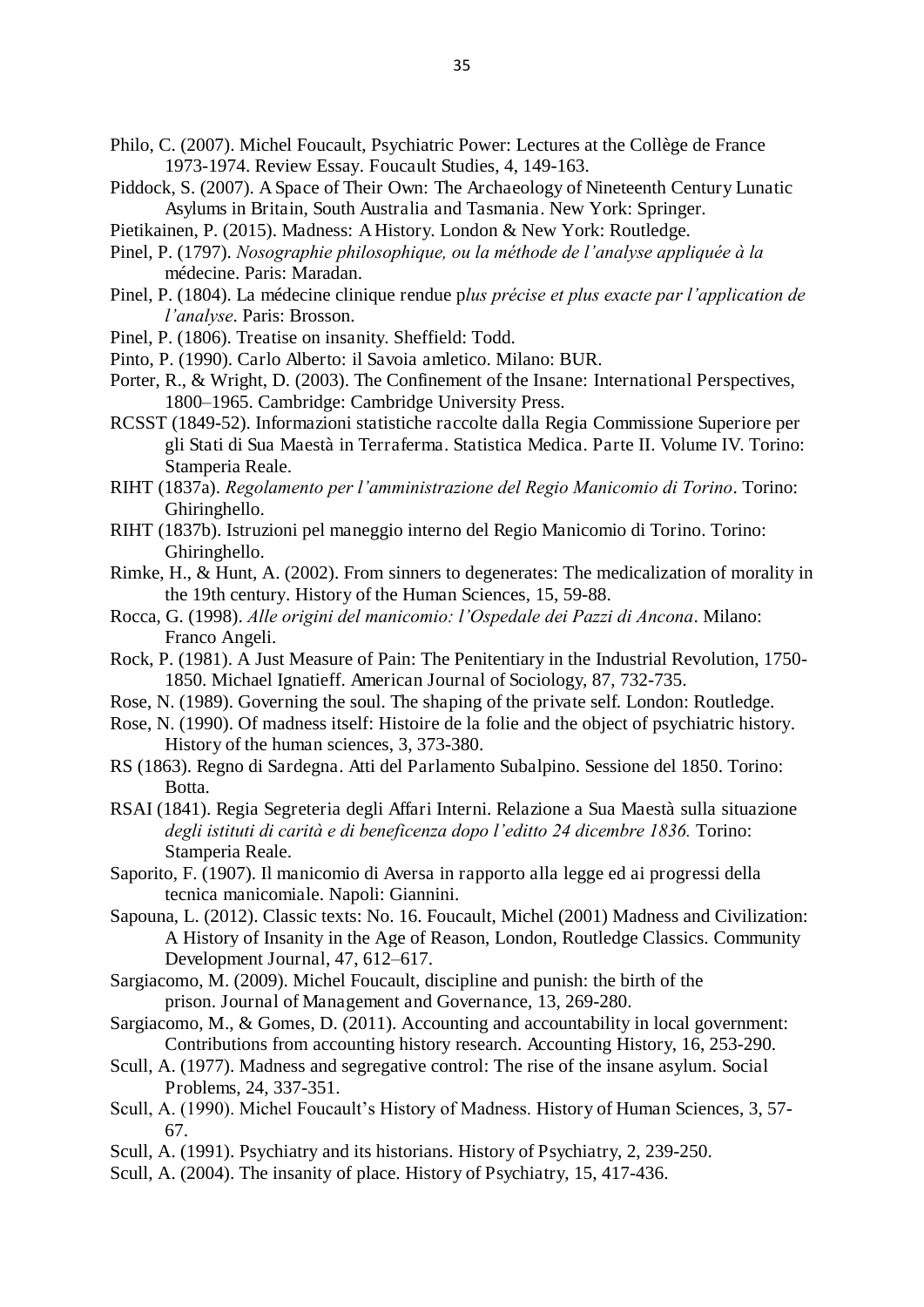Philo, C. (2007). Michel Foucault, Psychiatric Power: Lectures at the Collège de France 1973-1974. Review Essay. Foucault Studies, 4, 149-163.

Piddock, S. (2007). A Space of Their Own: The Archaeology of Nineteenth Century Lunatic Asylums in Britain, South Australia and Tasmania. New York: Springer.

Pietikainen, P. (2015). Madness: A History. London & New York: Routledge.

Pinel, P. (1797). *Nosographie philosophique, ou la méthode de l'analyse appliquée à la* médecine. Paris: Maradan.

Pinel, P. (1804). La médecine clinique rendue p*lus précise et plus exacte par l'application de l'analyse*. Paris: Brosson.

Pinel, P. (1806). Treatise on insanity. Sheffield: Todd.

Pinto, P. (1990). Carlo Alberto: il Savoia amletico. Milano: BUR.

Porter, R., & Wright, D. (2003). The Confinement of the Insane: International Perspectives, 1800–1965. Cambridge: Cambridge University Press.

RCSST (1849-52). Informazioni statistiche raccolte dalla Regia Commissione Superiore per gli Stati di Sua Maestà in Terraferma. Statistica Medica. Parte II. Volume IV. Torino: Stamperia Reale.

RIHT (1837a). *Regolamento per l'amministrazione del Regio Manicomio di Torino*. Torino: Ghiringhello.

RIHT (1837b). Istruzioni pel maneggio interno del Regio Manicomio di Torino. Torino: Ghiringhello.

Rimke, H., & Hunt, A. (2002). From sinners to degenerates: The medicalization of morality in the 19th century. History of the Human Sciences, 15, 59-88.

Rocca, G. (1998). *Alle origini del manicomio: l'Ospedale dei Pazzi di Ancona*. Milano: Franco Angeli.

Rock, P. (1981). A Just Measure of Pain: The Penitentiary in the Industrial Revolution, 1750-1850. Michael Ignatieff. American Journal of Sociology, 87, 732-735.

Rose, N. (1989). Governing the soul. The shaping of the private self. London: Routledge.

Rose, N. (1990). Of madness itself: Histoire de la folie and the object of psychiatric history. History of the human sciences, 3, 373-380.

RS (1863). Regno di Sardegna. Atti del Parlamento Subalpino. Sessione del 1850. Torino: Botta.

RSAI (1841). Regia Segreteria degli Affari Interni. Relazione a Sua Maestà sulla situazione *degli istituti di carità e di beneficenza dopo l'editto 24 dicembre 1836.* Torino: Stamperia Reale.

Saporito, F. (1907). Il manicomio di Aversa in rapporto alla legge ed ai progressi della tecnica manicomiale. Napoli: Giannini.

Sapouna, L. (2012). Classic texts: No. 16. Foucault, Michel (2001) Madness and Civilization: A History of Insanity in the Age of Reason, London, Routledge Classics. Community Development Journal, 47, 612–617.

Sargiacomo, M. (2009). Michel Foucault, discipline and punish: the birth of the prison. Journal of Management and Governance, 13, 269-280.

Sargiacomo, M., & Gomes, D. (2011). Accounting and accountability in local government: Contributions from accounting history research. Accounting History, 16, 253-290.

Scull, A. (1977). Madness and segregative control: The rise of the insane asylum. Social Problems, 24, 337-351.

Scull, A. (1990). Michel Foucault's History of Madness. History of Human Sciences, 3, 57-67.

Scull, A. (1991). Psychiatry and its historians. History of Psychiatry, 2, 239-250.

Scull, A. (2004). The insanity of place. History of Psychiatry, 15, 417-436.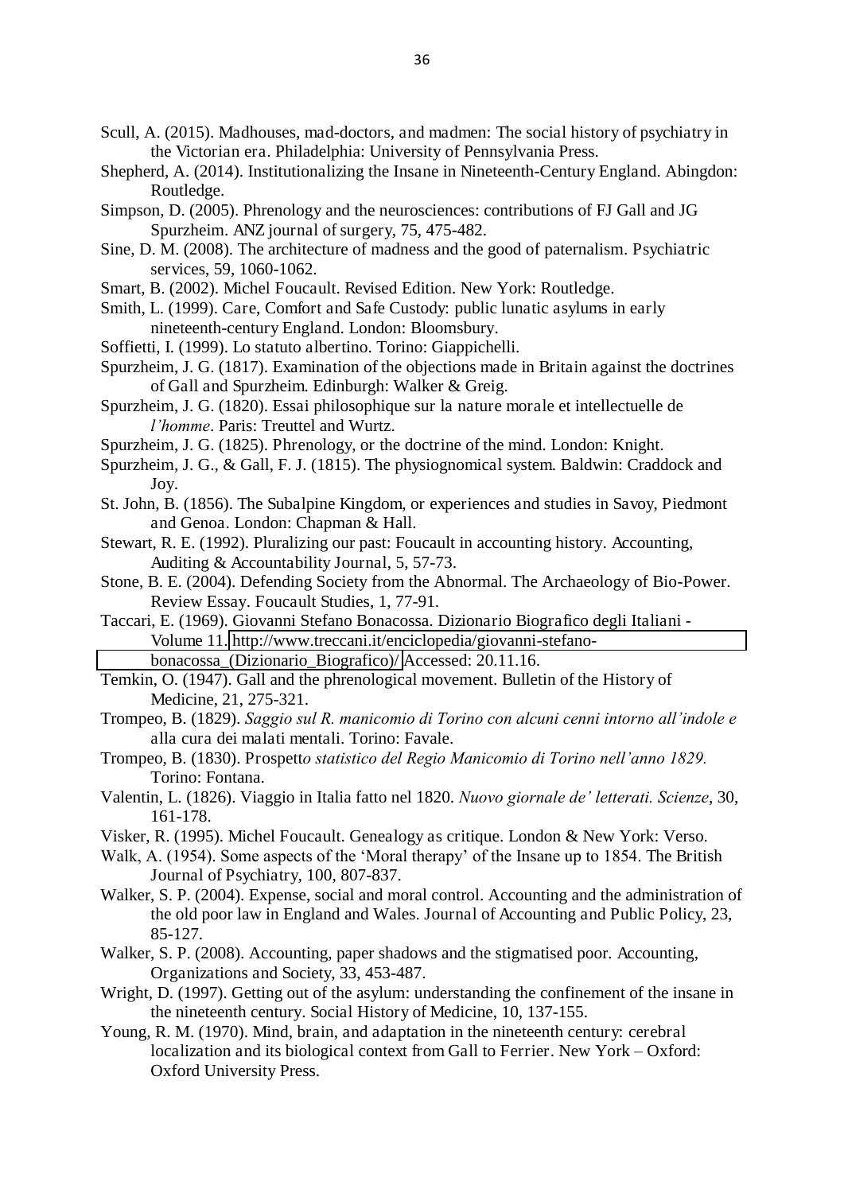Scull, A. (2015). Madhouses, mad-doctors, and madmen: The social history of psychiatry in the Victorian era. Philadelphia: University of Pennsylvania Press.

Shepherd, A. (2014). Institutionalizing the Insane in Nineteenth-Century England. Abingdon: Routledge.

Simpson, D. (2005). Phrenology and the neurosciences: contributions of FJ Gall and JG Spurzheim. ANZ journal of surgery, 75, 475-482.

Sine, D. M. (2008). The architecture of madness and the good of paternalism. Psychiatric services, 59, 1060-1062.

Smart, B. (2002). Michel Foucault. Revised Edition. New York: Routledge.

Smith, L. (1999). Care, Comfort and Safe Custody: public lunatic asylums in early nineteenth-century England. London: Bloomsbury.

Soffietti, I. (1999). Lo statuto albertino. Torino: Giappichelli.

Spurzheim, J. G. (1817). Examination of the objections made in Britain against the doctrines of Gall and Spurzheim. Edinburgh: Walker & Greig.

Spurzheim, J. G. (1820). Essai philosophique sur la nature morale et intellectuelle de *l'homme*. Paris: Treuttel and Wurtz.

Spurzheim, J. G. (1825). Phrenology, or the doctrine of the mind. London: Knight.

Spurzheim, J. G., & Gall, F. J. (1815). The physiognomical system. Baldwin: Craddock and Joy.

St. John, B. (1856). The Subalpine Kingdom, or experiences and studies in Savoy, Piedmont and Genoa. London: Chapman & Hall.

Stewart, R. E. (1992). Pluralizing our past: Foucault in accounting history. Accounting, Auditing & Accountability Journal, 5, 57-73.

Stone, B. E. (2004). Defending Society from the Abnormal. The Archaeology of Bio-Power. Review Essay. Foucault Studies, 1, 77-91.

Taccari, E. (1969). Giovanni Stefano Bonacossa. Dizionario Biografico degli Italiani - Volume 11. http://www.treccani.it/enciclopedia/giovanni-stefano-bonacossa_(Dizionario_Biografico)/ Accessed: 20.11.16.

Temkin, O. (1947). Gall and the phrenological movement. Bulletin of the History of Medicine, 21, 275-321.

Trompeo, B. (1829). *Saggio sul R. manicomio di Torino con alcuni cenni intorno all'indole e alla cura dei malati mentali*. Torino: Favale.

Trompeo, B. (1830). Prospett*o statistico del Regio Manicomio di Torino nell'anno 1829.* Torino: Fontana.

Valentin, L. (1826). Viaggio in Italia fatto nel 1820. *Nuovo giornale de' letterati. Scienze*, 30, 161-178.

Visker, R. (1995). Michel Foucault. Genealogy as critique. London & New York: Verso.

Walk, A. (1954). Some aspects of the 'Moral therapy' of the Insane up to 1854. The British Journal of Psychiatry, 100, 807-837.

Walker, S. P. (2004). Expense, social and moral control. Accounting and the administration of the old poor law in England and Wales. Journal of Accounting and Public Policy, 23, 85-127.

Walker, S. P. (2008). Accounting, paper shadows and the stigmatised poor. Accounting, Organizations and Society, 33, 453-487.

Wright, D. (1997). Getting out of the asylum: understanding the confinement of the insane in the nineteenth century. Social History of Medicine, 10, 137-155.

Young, R. M. (1970). Mind, brain, and adaptation in the nineteenth century: cerebral localization and its biological context from Gall to Ferrier. New York – Oxford: Oxford University Press.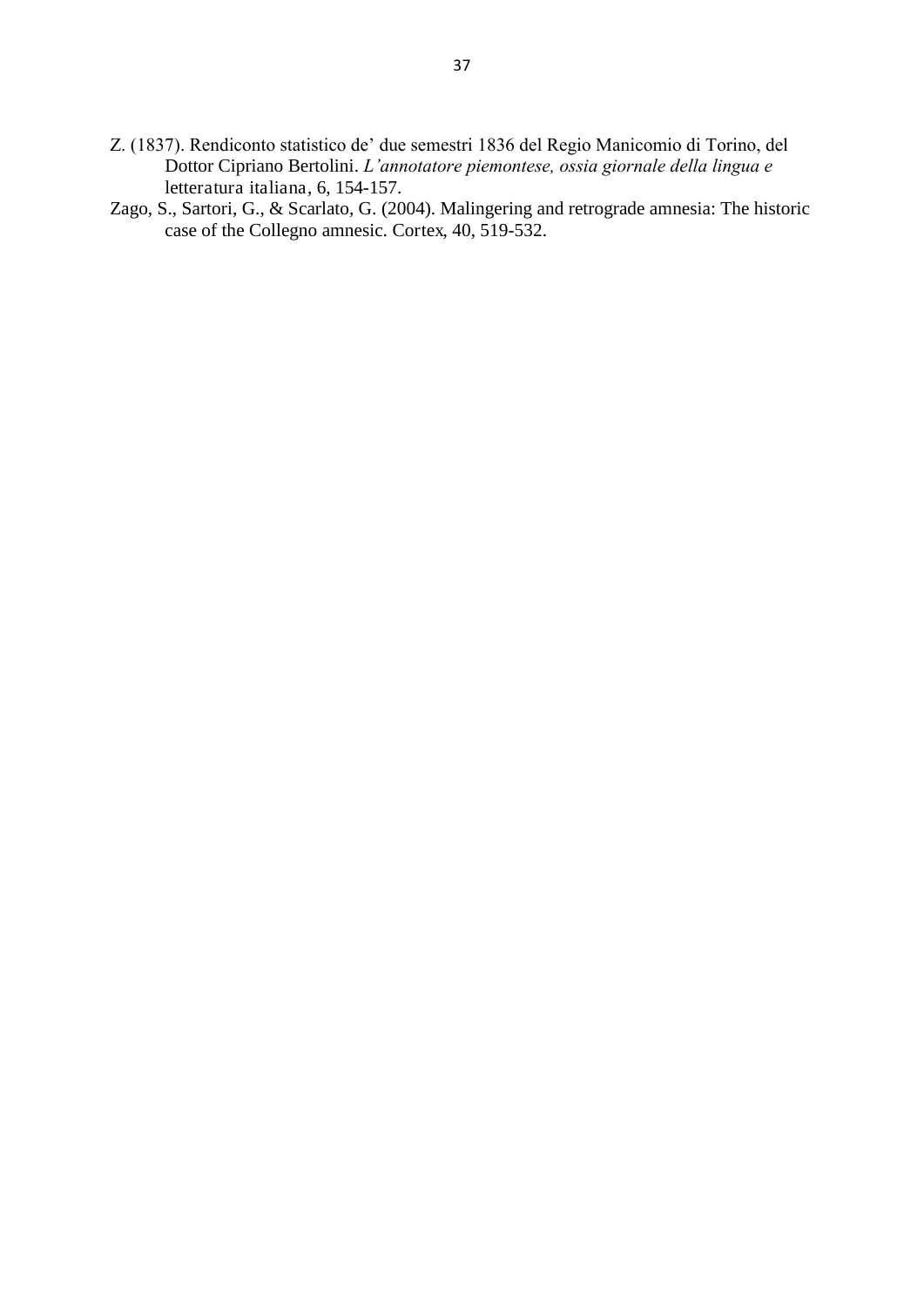Z. (1837). Rendiconto statistico de' due semestri 1836 del Regio Manicomio di Torino, del Dottor Cipriano Bertolini. *L'annotatore piemontese, ossia giornale della lingua e* letteratura italiana, 6, 154-157.

Zago, S., Sartori, G., & Scarlato, G. (2004). Malingering and retrograde amnesia: The historic case of the Collegno amnesic. Cortex, 40, 519-532.